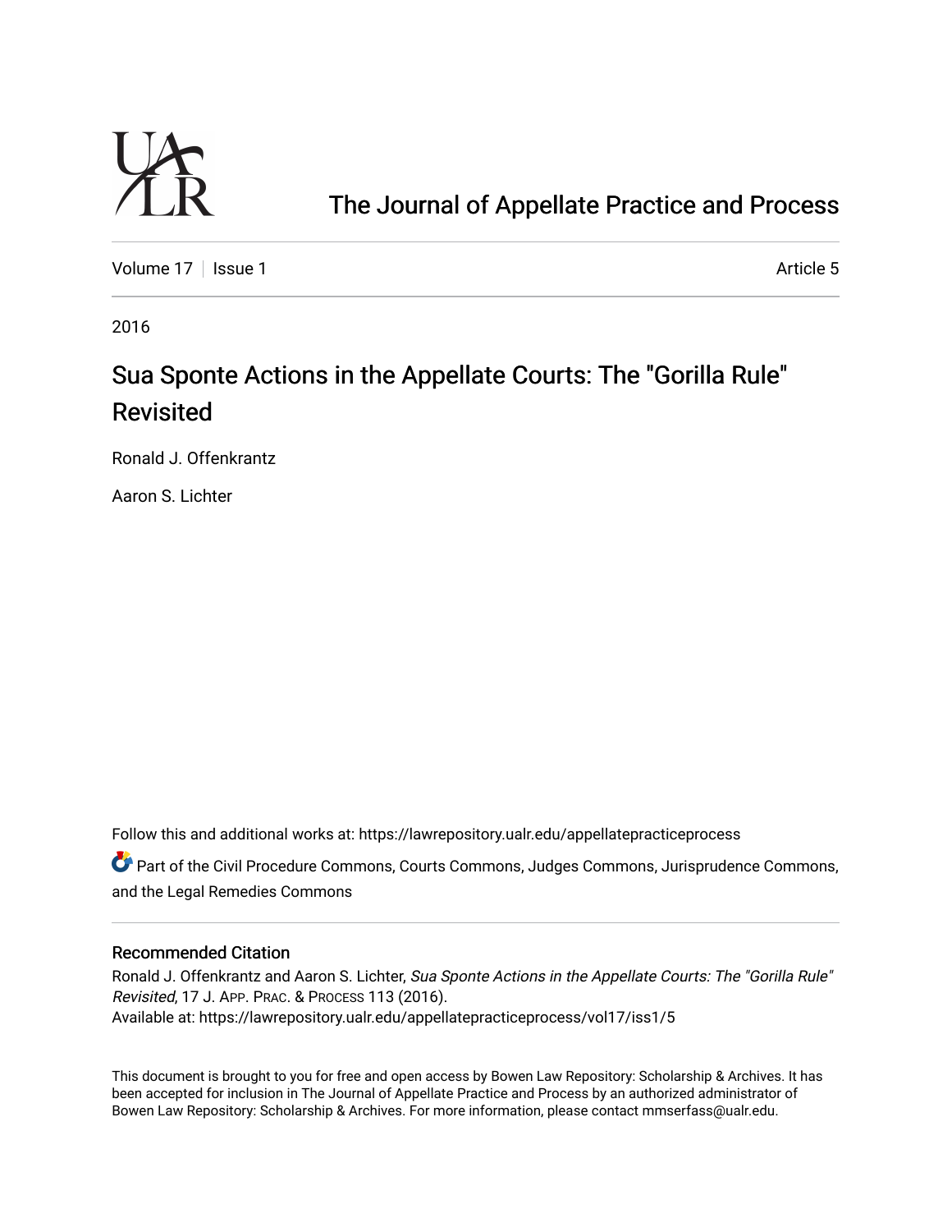The Journal of Appellate Practice and Process

Volume 17 | Issue 1 — Article 5

2016

# Sua Sponte Actions in the Appellate Courts: The "Gorilla Rule" Revisited

Ronald J. Offenkrantz

Aaron S. Lichter

Follow this and additional works at: https://lawrepository.ualr.edu/appellatepracticeprocess

Part of the Civil Procedure Commons, Courts Commons, Judges Commons, Jurisprudence Commons, and the Legal Remedies Commons

## Recommended Citation

Ronald J. Offenkrantz and Aaron S. Lichter, *Sua Sponte Actions in the Appellate Courts: The "Gorilla Rule" Revisited*, 17 J. APP. PRAC. & PROCESS 113 (2016).
Available at: https://lawrepository.ualr.edu/appellatepracticeprocess/vol17/iss1/5

This document is brought to you for free and open access by Bowen Law Repository: Scholarship & Archives. It has been accepted for inclusion in The Journal of Appellate Practice and Process by an authorized administrator of Bowen Law Repository: Scholarship & Archives. For more information, please contact mmserfass@ualr.edu.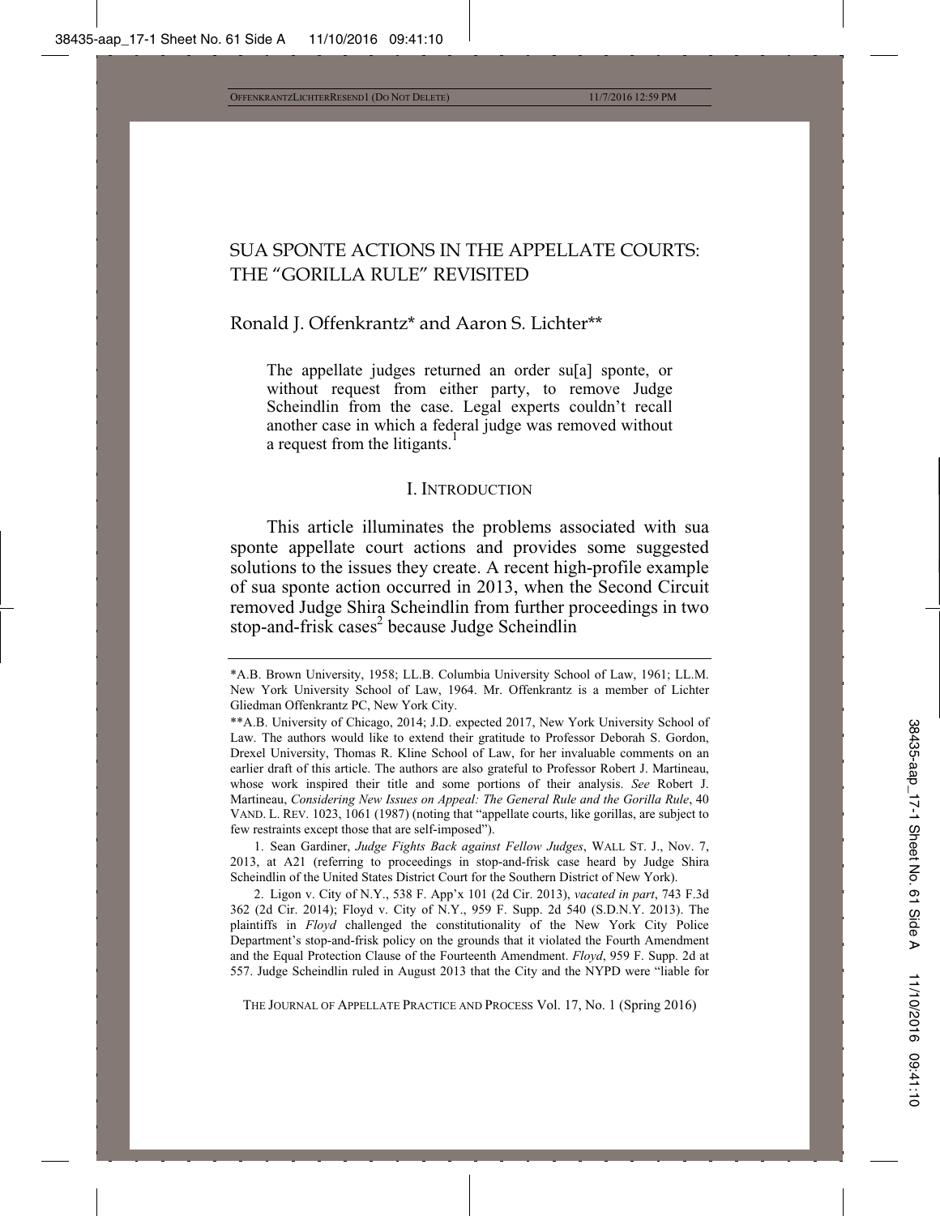# SUA SPONTE ACTIONS IN THE APPELLATE COURTS: THE "GORILLA RULE" REVISITED

Ronald J. Offenkrantz* and Aaron S. Lichter**

> The appellate judges returned an order su[a] sponte, or without request from either party, to remove Judge Scheindlin from the case. Legal experts couldn't recall another case in which a federal judge was removed without a request from the litigants.[1]

## I. INTRODUCTION

This article illuminates the problems associated with sua sponte appellate court actions and provides some suggested solutions to the issues they create. A recent high-profile example of sua sponte action occurred in 2013, when the Second Circuit removed Judge Shira Scheindlin from further proceedings in two stop-and-frisk cases[2] because Judge Scheindlin

---

\*A.B. Brown University, 1958; LL.B. Columbia University School of Law, 1961; LL.M. New York University School of Law, 1964. Mr. Offenkrantz is a member of Lichter Gliedman Offenkrantz PC, New York City.

\*\*A.B. University of Chicago, 2014; J.D. expected 2017, New York University School of Law. The authors would like to extend their gratitude to Professor Deborah S. Gordon, Drexel University, Thomas R. Kline School of Law, for her invaluable comments on an earlier draft of this article. The authors are also grateful to Professor Robert J. Martineau, whose work inspired their title and some portions of their analysis. *See* Robert J. Martineau, *Considering New Issues on Appeal: The General Rule and the Gorilla Rule*, 40 VAND. L. REV. 1023, 1061 (1987) (noting that "appellate courts, like gorillas, are subject to few restraints except those that are self-imposed").

1. Sean Gardiner, *Judge Fights Back against Fellow Judges*, WALL ST. J., Nov. 7, 2013, at A21 (referring to proceedings in stop-and-frisk case heard by Judge Shira Scheindlin of the United States District Court for the Southern District of New York).

2. Ligon v. City of N.Y., 538 F. App'x 101 (2d Cir. 2013), *vacated in part*, 743 F.3d 362 (2d Cir. 2014); Floyd v. City of N.Y., 959 F. Supp. 2d 540 (S.D.N.Y. 2013). The plaintiffs in *Floyd* challenged the constitutionality of the New York City Police Department's stop-and-frisk policy on the grounds that it violated the Fourth Amendment and the Equal Protection Clause of the Fourteenth Amendment. *Floyd*, 959 F. Supp. 2d at 557. Judge Scheindlin ruled in August 2013 that the City and the NYPD were "liable for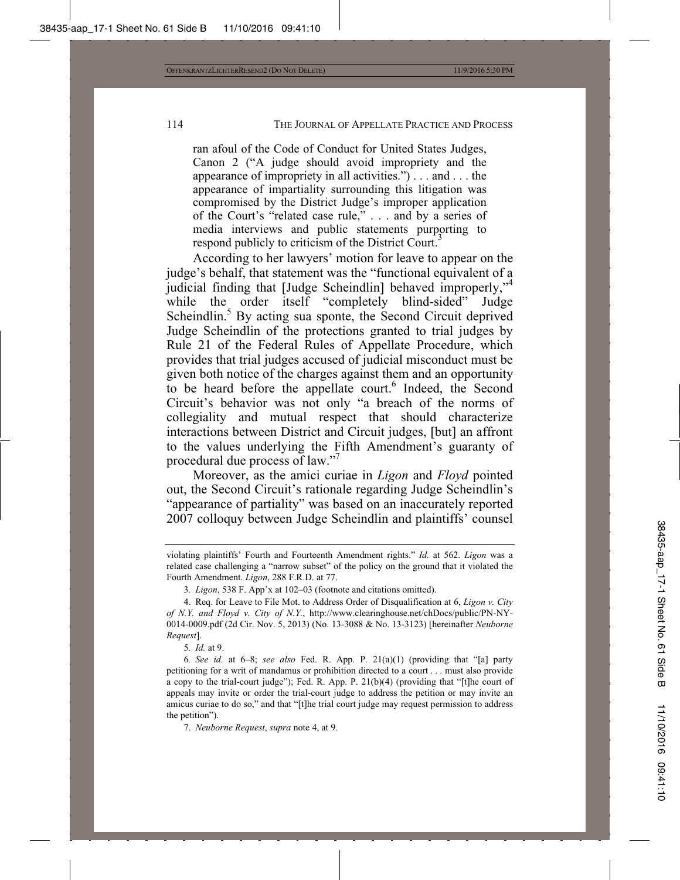ran afoul of the Code of Conduct for United States Judges, Canon 2 ("A judge should avoid impropriety and the appearance of impropriety in all activities.") . . . and . . . the appearance of impartiality surrounding this litigation was compromised by the District Judge's improper application of the Court's "related case rule," . . . and by a series of media interviews and public statements purporting to respond publicly to criticism of the District Court.[3]

According to her lawyers' motion for leave to appear on the judge's behalf, that statement was the "functional equivalent of a judicial finding that [Judge Scheindlin] behaved improperly,"[4] while the order itself "completely blind-sided" Judge Scheindlin.[5] By acting sua sponte, the Second Circuit deprived Judge Scheindlin of the protections granted to trial judges by Rule 21 of the Federal Rules of Appellate Procedure, which provides that trial judges accused of judicial misconduct must be given both notice of the charges against them and an opportunity to be heard before the appellate court.[6] Indeed, the Second Circuit's behavior was not only "a breach of the norms of collegiality and mutual respect that should characterize interactions between District and Circuit judges, [but] an affront to the values underlying the Fifth Amendment's guaranty of procedural due process of law."[7]

Moreover, as the amici curiae in *Ligon* and *Floyd* pointed out, the Second Circuit's rationale regarding Judge Scheindlin's "appearance of partiality" was based on an inaccurately reported 2007 colloquy between Judge Scheindlin and plaintiffs' counsel

---

violating plaintiffs' Fourth and Fourteenth Amendment rights." *Id.* at 562. *Ligon* was a related case challenging a "narrow subset" of the policy on the ground that it violated the Fourth Amendment. *Ligon*, 288 F.R.D. at 77.

3. *Ligon*, 538 F. App'x at 102–03 (footnote and citations omitted).

4. Req. for Leave to File Mot. to Address Order of Disqualification at 6, *Ligon v. City of N.Y. and Floyd v. City of N.Y.*, http://www.clearinghouse.net/chDocs/public/PN-NY-0014-0009.pdf (2d Cir. Nov. 5, 2013) (No. 13-3088 & No. 13-3123) [hereinafter *Neuborne Request*].

5. *Id.* at 9.

6. *See id.* at 6–8; *see also* Fed. R. App. P. 21(a)(1) (providing that "[a] party petitioning for a writ of mandamus or prohibition directed to a court . . . must also provide a copy to the trial-court judge"); Fed. R. App. P. 21(b)(4) (providing that "[t]he court of appeals may invite or order the trial-court judge to address the petition or may invite an amicus curiae to do so," and that "[t]he trial court judge may request permission to address the petition").

7. *Neuborne Request*, *supra* note 4, at 9.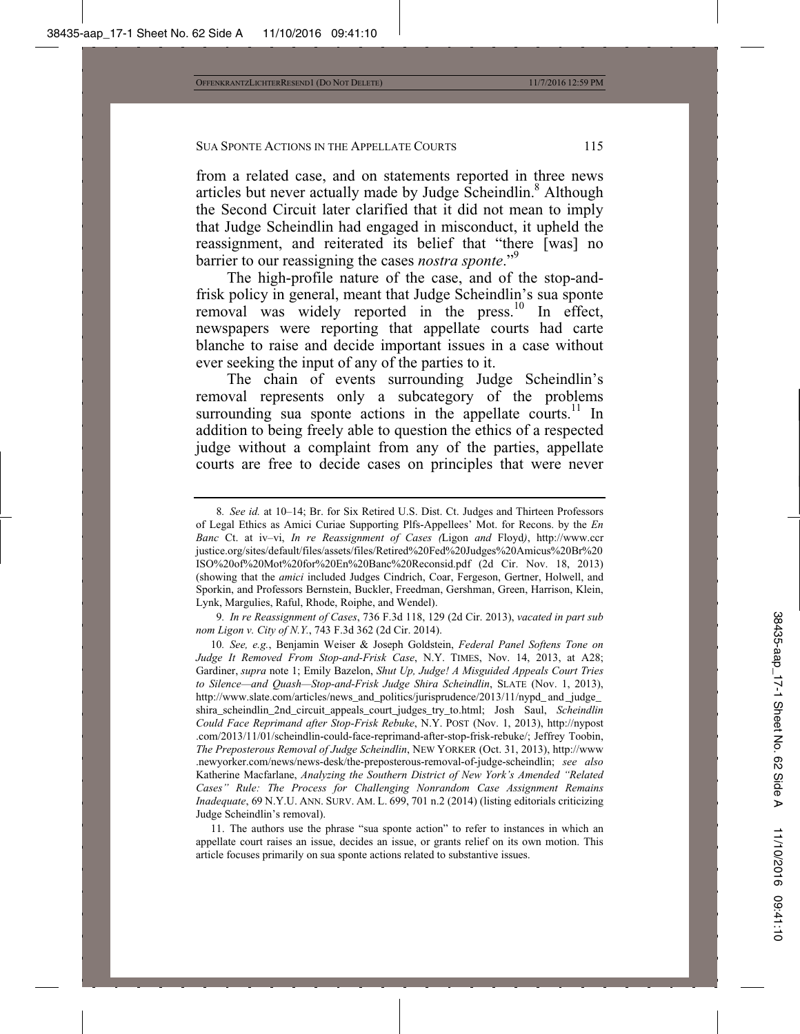from a related case, and on statements reported in three news articles but never actually made by Judge Scheindlin.[8] Although the Second Circuit later clarified that it did not mean to imply that Judge Scheindlin had engaged in misconduct, it upheld the reassignment, and reiterated its belief that "there [was] no barrier to our reassigning the cases *nostra sponte*."[9]

The high-profile nature of the case, and of the stop-and-frisk policy in general, meant that Judge Scheindlin's sua sponte removal was widely reported in the press.[10] In effect, newspapers were reporting that appellate courts had carte blanche to raise and decide important issues in a case without ever seeking the input of any of the parties to it.

The chain of events surrounding Judge Scheindlin's removal represents only a subcategory of the problems surrounding sua sponte actions in the appellate courts.[11] In addition to being freely able to question the ethics of a respected judge without a complaint from any of the parties, appellate courts are free to decide cases on principles that were never

---

8. *See id.* at 10–14; Br. for Six Retired U.S. Dist. Ct. Judges and Thirteen Professors of Legal Ethics as Amici Curiae Supporting Plfs-Appellees' Mot. for Recons. by the *En Banc* Ct. at iv–vi, *In re Reassignment of Cases (*Ligon *and* Floyd*)*, http://www.ccrjustice.org/sites/default/files/assets/files/Retired%20Fed%20Judges%20Amicus%20Br%20ISO%20of%20Mot%20for%20En%20Banc%20Reconsid.pdf (2d Cir. Nov. 18, 2013) (showing that the *amici* included Judges Cindrich, Coar, Fergeson, Gertner, Holwell, and Sporkin, and Professors Bernstein, Buckler, Freedman, Gershman, Green, Harrison, Klein, Lynk, Margulies, Raful, Rhode, Roiphe, and Wendel).

9. *In re Reassignment of Cases*, 736 F.3d 118, 129 (2d Cir. 2013), *vacated in part sub nom Ligon v. City of N.Y.*, 743 F.3d 362 (2d Cir. 2014).

10. *See, e.g.*, Benjamin Weiser & Joseph Goldstein, *Federal Panel Softens Tone on Judge It Removed From Stop-and-Frisk Case*, N.Y. TIMES, Nov. 14, 2013, at A28; Gardiner, *supra* note 1; Emily Bazelon, *Shut Up, Judge! A Misguided Appeals Court Tries to Silence—and Quash—Stop-and-Frisk Judge Shira Scheindlin*, SLATE (Nov. 1, 2013), http://www.slate.com/articles/news_and_politics/jurisprudence/2013/11/nypd_and_judge_shira_scheindlin_2nd_circuit_appeals_court_judges_try_to.html; Josh Saul, *Scheindlin Could Face Reprimand after Stop-Frisk Rebuke*, N.Y. POST (Nov. 1, 2013), http://nypost.com/2013/11/01/scheindlin-could-face-reprimand-after-stop-frisk-rebuke/; Jeffrey Toobin, *The Preposterous Removal of Judge Scheindlin*, NEW YORKER (Oct. 31, 2013), http://www.newyorker.com/news/news-desk/the-preposterous-removal-of-judge-scheindlin; *see also* Katherine Macfarlane, *Analyzing the Southern District of New York's Amended "Related Cases" Rule: The Process for Challenging Nonrandom Case Assignment Remains Inadequate*, 69 N.Y.U. ANN. SURV. AM. L. 699, 701 n.2 (2014) (listing editorials criticizing Judge Scheindlin's removal).

11. The authors use the phrase "sua sponte action" to refer to instances in which an appellate court raises an issue, decides an issue, or grants relief on its own motion. This article focuses primarily on sua sponte actions related to substantive issues.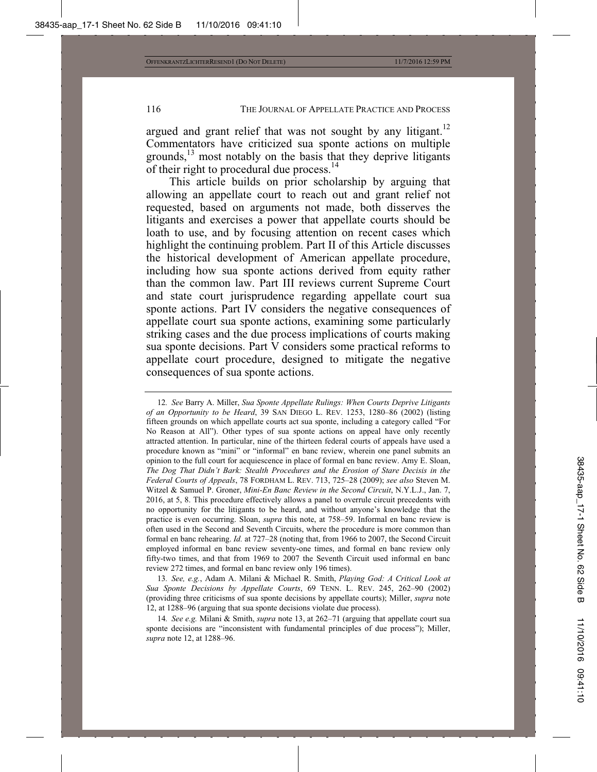argued and grant relief that was not sought by any litigant.[12] Commentators have criticized sua sponte actions on multiple grounds,[13] most notably on the basis that they deprive litigants of their right to procedural due process.[14]

This article builds on prior scholarship by arguing that allowing an appellate court to reach out and grant relief not requested, based on arguments not made, both disserves the litigants and exercises a power that appellate courts should be loath to use, and by focusing attention on recent cases which highlight the continuing problem. Part II of this Article discusses the historical development of American appellate procedure, including how sua sponte actions derived from equity rather than the common law. Part III reviews current Supreme Court and state court jurisprudence regarding appellate court sua sponte actions. Part IV considers the negative consequences of appellate court sua sponte actions, examining some particularly striking cases and the due process implications of courts making sua sponte decisions. Part V considers some practical reforms to appellate court procedure, designed to mitigate the negative consequences of sua sponte actions.

---

12. *See* Barry A. Miller, *Sua Sponte Appellate Rulings: When Courts Deprive Litigants of an Opportunity to be Heard*, 39 SAN DIEGO L. REV. 1253, 1280–86 (2002) (listing fifteen grounds on which appellate courts act sua sponte, including a category called "For No Reason at All"). Other types of sua sponte actions on appeal have only recently attracted attention. In particular, nine of the thirteen federal courts of appeals have used a procedure known as "mini" or "informal" en banc review, wherein one panel submits an opinion to the full court for acquiescence in place of formal en banc review. Amy E. Sloan, *The Dog That Didn't Bark: Stealth Procedures and the Erosion of Stare Decisis in the Federal Courts of Appeals*, 78 FORDHAM L. REV. 713, 725–28 (2009); *see also* Steven M. Witzel & Samuel P. Groner, *Mini-En Banc Review in the Second Circuit*, N.Y.L.J., Jan. 7, 2016, at 5, 8. This procedure effectively allows a panel to overrule circuit precedents with no opportunity for the litigants to be heard, and without anyone's knowledge that the practice is even occurring. Sloan, *supra* this note, at 758–59. Informal en banc review is often used in the Second and Seventh Circuits, where the procedure is more common than formal en banc rehearing. *Id.* at 727–28 (noting that, from 1966 to 2007, the Second Circuit employed informal en banc review seventy-one times, and formal en banc review only fifty-two times, and that from 1969 to 2007 the Seventh Circuit used informal en banc review 272 times, and formal en banc review only 196 times).

13. *See, e.g.*, Adam A. Milani & Michael R. Smith, *Playing God: A Critical Look at Sua Sponte Decisions by Appellate Courts*, 69 TENN. L. REV. 245, 262–90 (2002) (providing three criticisms of sua sponte decisions by appellate courts); Miller, *supra* note 12, at 1288–96 (arguing that sua sponte decisions violate due process).

14. *See e.g.* Milani & Smith, *supra* note 13, at 262–71 (arguing that appellate court sua sponte decisions are "inconsistent with fundamental principles of due process"); Miller, *supra* note 12, at 1288–96.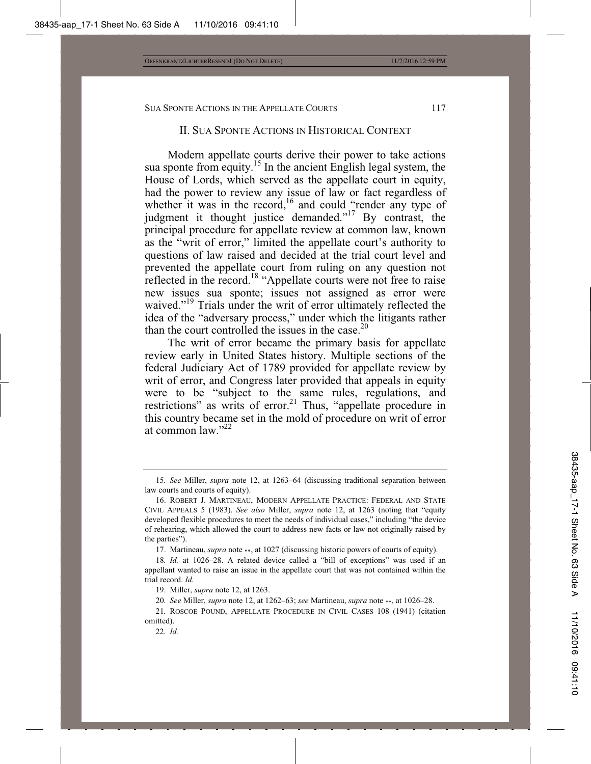## II. SUA SPONTE ACTIONS IN HISTORICAL CONTEXT

Modern appellate courts derive their power to take actions sua sponte from equity.[15] In the ancient English legal system, the House of Lords, which served as the appellate court in equity, had the power to review any issue of law or fact regardless of whether it was in the record,[16] and could "render any type of judgment it thought justice demanded."[17] By contrast, the principal procedure for appellate review at common law, known as the "writ of error," limited the appellate court's authority to questions of law raised and decided at the trial court level and prevented the appellate court from ruling on any question not reflected in the record.[18] "Appellate courts were not free to raise new issues sua sponte; issues not assigned as error were waived."[19] Trials under the writ of error ultimately reflected the idea of the "adversary process," under which the litigants rather than the court controlled the issues in the case.[20]

The writ of error became the primary basis for appellate review early in United States history. Multiple sections of the federal Judiciary Act of 1789 provided for appellate review by writ of error, and Congress later provided that appeals in equity were to be "subject to the same rules, regulations, and restrictions" as writs of error.[21] Thus, "appellate procedure in this country became set in the mold of procedure on writ of error at common law."[22]

---

15. *See* Miller, *supra* note 12, at 1263–64 (discussing traditional separation between law courts and courts of equity).

16. ROBERT J. MARTINEAU, MODERN APPELLATE PRACTICE: FEDERAL AND STATE CIVIL APPEALS 5 (1983). *See also* Miller, *supra* note 12, at 1263 (noting that "equity developed flexible procedures to meet the needs of individual cases," including "the device of rehearing, which allowed the court to address new facts or law not originally raised by the parties").

17. Martineau, *supra* note \*\*, at 1027 (discussing historic powers of courts of equity).

18. *Id.* at 1026–28. A related device called a "bill of exceptions" was used if an appellant wanted to raise an issue in the appellate court that was not contained within the trial record. *Id.*

19. Miller, *supra* note 12, at 1263.

20. *See* Miller, *supra* note 12, at 1262–63; *see* Martineau, *supra* note \*\*, at 1026–28.

21. ROSCOE POUND, APPELLATE PROCEDURE IN CIVIL CASES 108 (1941) (citation omitted).

22. *Id.*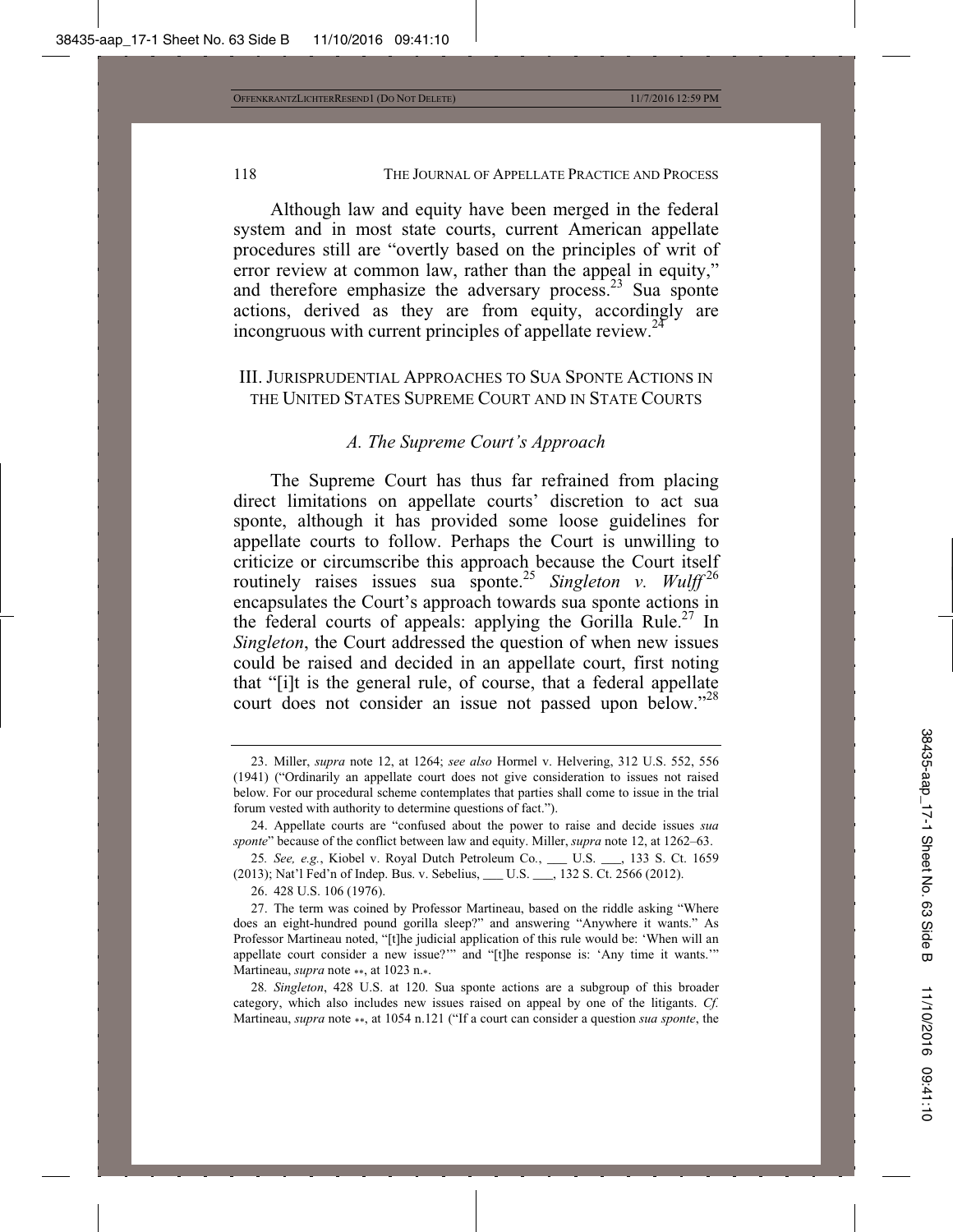Although law and equity have been merged in the federal system and in most state courts, current American appellate procedures still are "overtly based on the principles of writ of error review at common law, rather than the appeal in equity," and therefore emphasize the adversary process.[23] Sua sponte actions, derived as they are from equity, accordingly are incongruous with current principles of appellate review.[24]

## III. Jurisprudential Approaches to Sua Sponte Actions in the United States Supreme Court and in State Courts

### *A. The Supreme Court's Approach*

The Supreme Court has thus far refrained from placing direct limitations on appellate courts' discretion to act sua sponte, although it has provided some loose guidelines for appellate courts to follow. Perhaps the Court is unwilling to criticize or circumscribe this approach because the Court itself routinely raises issues sua sponte.[25] *Singleton v. Wulff*[26] encapsulates the Court's approach towards sua sponte actions in the federal courts of appeals: applying the Gorilla Rule.[27] In *Singleton*, the Court addressed the question of when new issues could be raised and decided in an appellate court, first noting that "[i]t is the general rule, of course, that a federal appellate court does not consider an issue not passed upon below."[28]

---

23. Miller, *supra* note 12, at 1264; *see also* Hormel v. Helvering, 312 U.S. 552, 556 (1941) ("Ordinarily an appellate court does not give consideration to issues not raised below. For our procedural scheme contemplates that parties shall come to issue in the trial forum vested with authority to determine questions of fact.").

24. Appellate courts are "confused about the power to raise and decide issues *sua sponte*" because of the conflict between law and equity. Miller, *supra* note 12, at 1262–63.

25. *See, e.g.*, Kiobel v. Royal Dutch Petroleum Co., ___ U.S. ___, 133 S. Ct. 1659 (2013); Nat'l Fed'n of Indep. Bus. v. Sebelius, ___ U.S. ___, 132 S. Ct. 2566 (2012).

26. 428 U.S. 106 (1976).

27. The term was coined by Professor Martineau, based on the riddle asking "Where does an eight-hundred pound gorilla sleep?" and answering "Anywhere it wants." As Professor Martineau noted, "[t]he judicial application of this rule would be: 'When will an appellate court consider a new issue?'" and "[t]he response is: 'Any time it wants.'" Martineau, *supra* note **, at 1023 n.*.

28. *Singleton*, 428 U.S. at 120. Sua sponte actions are a subgroup of this broader category, which also includes new issues raised on appeal by one of the litigants. *Cf.* Martineau, *supra* note **, at 1054 n.121 ("If a court can consider a question *sua sponte*, the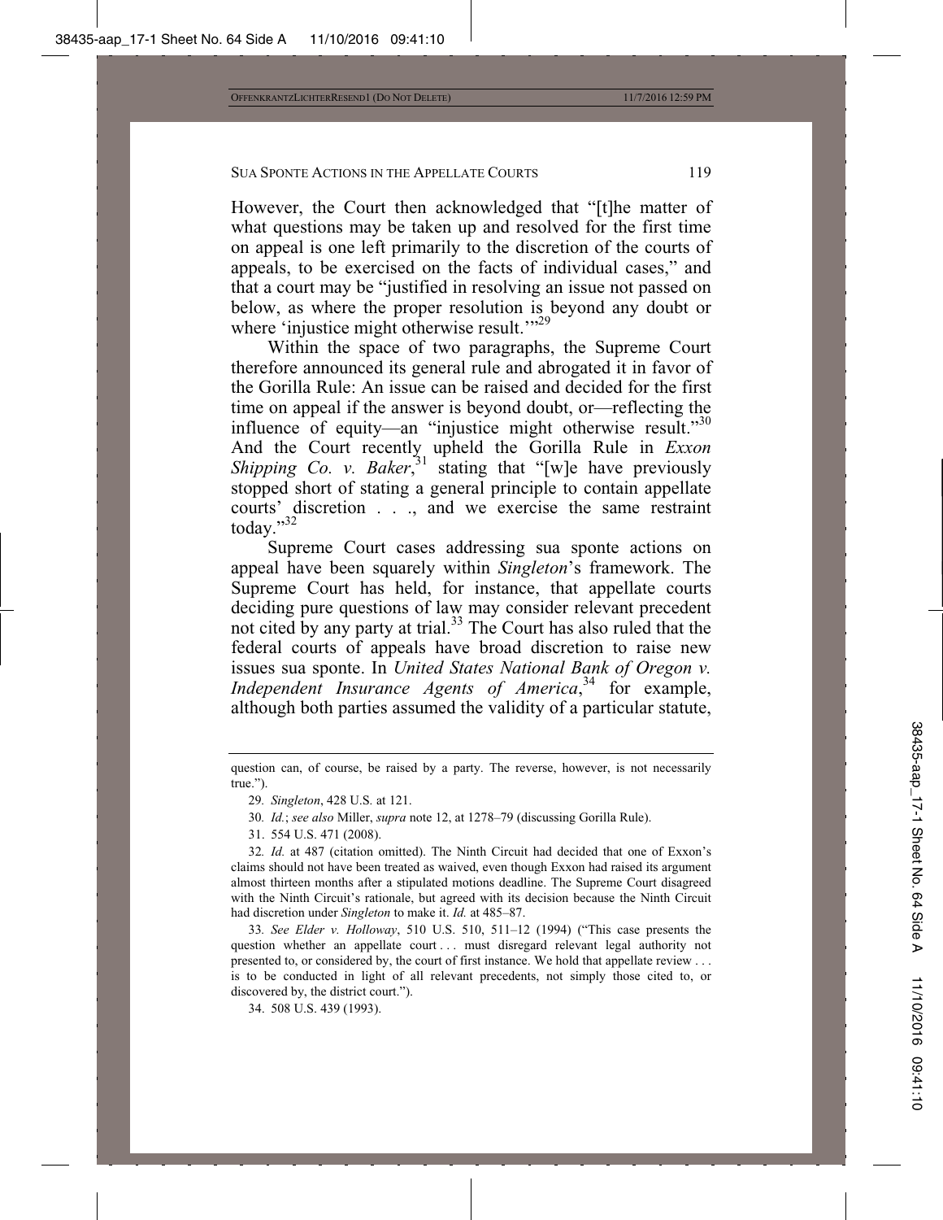However, the Court then acknowledged that "[t]he matter of what questions may be taken up and resolved for the first time on appeal is one left primarily to the discretion of the courts of appeals, to be exercised on the facts of individual cases," and that a court may be "justified in resolving an issue not passed on below, as where the proper resolution is beyond any doubt or where 'injustice might otherwise result.'"[29]

Within the space of two paragraphs, the Supreme Court therefore announced its general rule and abrogated it in favor of the Gorilla Rule: An issue can be raised and decided for the first time on appeal if the answer is beyond doubt, or—reflecting the influence of equity—an "injustice might otherwise result."[30] And the Court recently upheld the Gorilla Rule in *Exxon Shipping Co. v. Baker*,[31] stating that "[w]e have previously stopped short of stating a general principle to contain appellate courts' discretion . . ., and we exercise the same restraint today."[32]

Supreme Court cases addressing sua sponte actions on appeal have been squarely within *Singleton*'s framework. The Supreme Court has held, for instance, that appellate courts deciding pure questions of law may consider relevant precedent not cited by any party at trial.[33] The Court has also ruled that the federal courts of appeals have broad discretion to raise new issues sua sponte. In *United States National Bank of Oregon v. Independent Insurance Agents of America*,[34] for example, although both parties assumed the validity of a particular statute,

---

question can, of course, be raised by a party. The reverse, however, is not necessarily true.").

29. *Singleton*, 428 U.S. at 121.

30. *Id.*; *see also* Miller, *supra* note 12, at 1278–79 (discussing Gorilla Rule).

31. 554 U.S. 471 (2008).

32. *Id.* at 487 (citation omitted). The Ninth Circuit had decided that one of Exxon's claims should not have been treated as waived, even though Exxon had raised its argument almost thirteen months after a stipulated motions deadline. The Supreme Court disagreed with the Ninth Circuit's rationale, but agreed with its decision because the Ninth Circuit had discretion under *Singleton* to make it. *Id.* at 485–87.

33. *See Elder v. Holloway*, 510 U.S. 510, 511–12 (1994) ("This case presents the question whether an appellate court . . . must disregard relevant legal authority not presented to, or considered by, the court of first instance. We hold that appellate review . . . is to be conducted in light of all relevant precedents, not simply those cited to, or discovered by, the district court.").

34. 508 U.S. 439 (1993).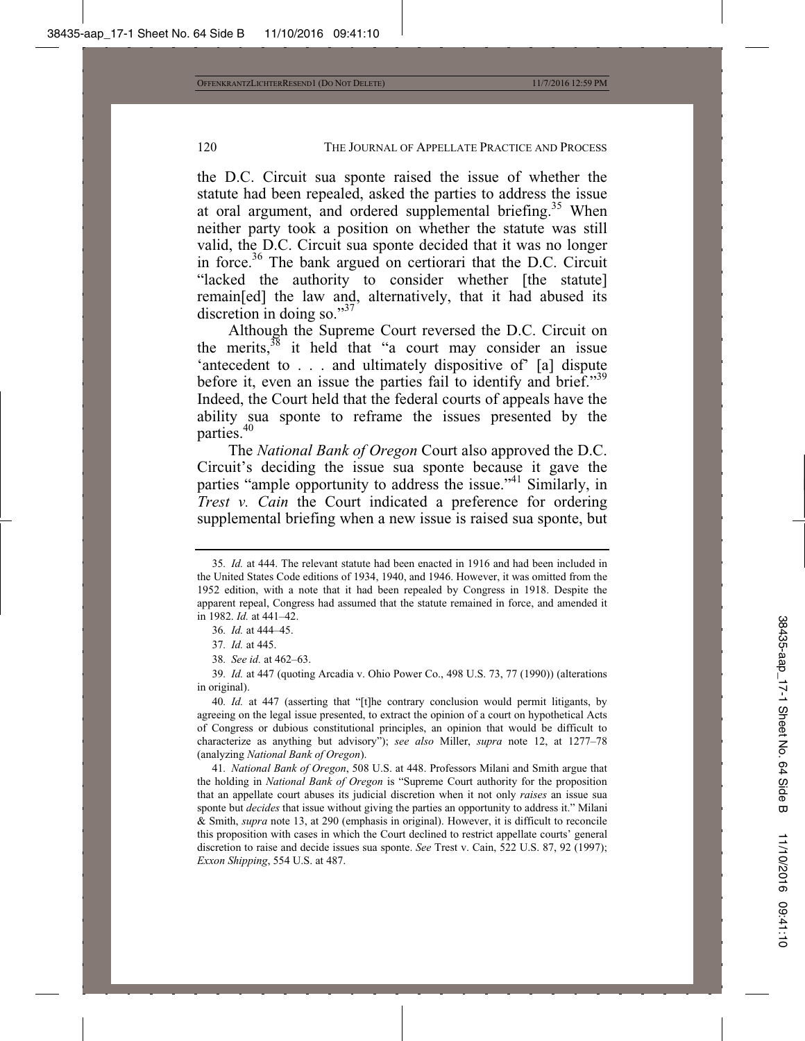the D.C. Circuit sua sponte raised the issue of whether the statute had been repealed, asked the parties to address the issue at oral argument, and ordered supplemental briefing.[35] When neither party took a position on whether the statute was still valid, the D.C. Circuit sua sponte decided that it was no longer in force.[36] The bank argued on certiorari that the D.C. Circuit "lacked the authority to consider whether [the statute] remain[ed] the law and, alternatively, that it had abused its discretion in doing so."[37]

Although the Supreme Court reversed the D.C. Circuit on the merits,[38] it held that "a court may consider an issue 'antecedent to . . . and ultimately dispositive of' [a] dispute before it, even an issue the parties fail to identify and brief."[39] Indeed, the Court held that the federal courts of appeals have the ability sua sponte to reframe the issues presented by the parties.[40]

The *National Bank of Oregon* Court also approved the D.C. Circuit's deciding the issue sua sponte because it gave the parties "ample opportunity to address the issue."[41] Similarly, in *Trest v. Cain* the Court indicated a preference for ordering supplemental briefing when a new issue is raised sua sponte, but

---

35. *Id.* at 444. The relevant statute had been enacted in 1916 and had been included in the United States Code editions of 1934, 1940, and 1946. However, it was omitted from the 1952 edition, with a note that it had been repealed by Congress in 1918. Despite the apparent repeal, Congress had assumed that the statute remained in force, and amended it in 1982. *Id.* at 441–42.

36. *Id.* at 444–45.

37. *Id.* at 445.

38. *See id.* at 462–63.

39. *Id.* at 447 (quoting Arcadia v. Ohio Power Co., 498 U.S. 73, 77 (1990)) (alterations in original).

40. *Id.* at 447 (asserting that "[t]he contrary conclusion would permit litigants, by agreeing on the legal issue presented, to extract the opinion of a court on hypothetical Acts of Congress or dubious constitutional principles, an opinion that would be difficult to characterize as anything but advisory"); *see also* Miller, *supra* note 12, at 1277–78 (analyzing *National Bank of Oregon*).

41. *National Bank of Oregon*, 508 U.S. at 448. Professors Milani and Smith argue that the holding in *National Bank of Oregon* is "Supreme Court authority for the proposition that an appellate court abuses its judicial discretion when it not only *raises* an issue sua sponte but *decides* that issue without giving the parties an opportunity to address it." Milani & Smith, *supra* note 13, at 290 (emphasis in original). However, it is difficult to reconcile this proposition with cases in which the Court declined to restrict appellate courts' general discretion to raise and decide issues sua sponte. *See* Trest v. Cain, 522 U.S. 87, 92 (1997); *Exxon Shipping*, 554 U.S. at 487.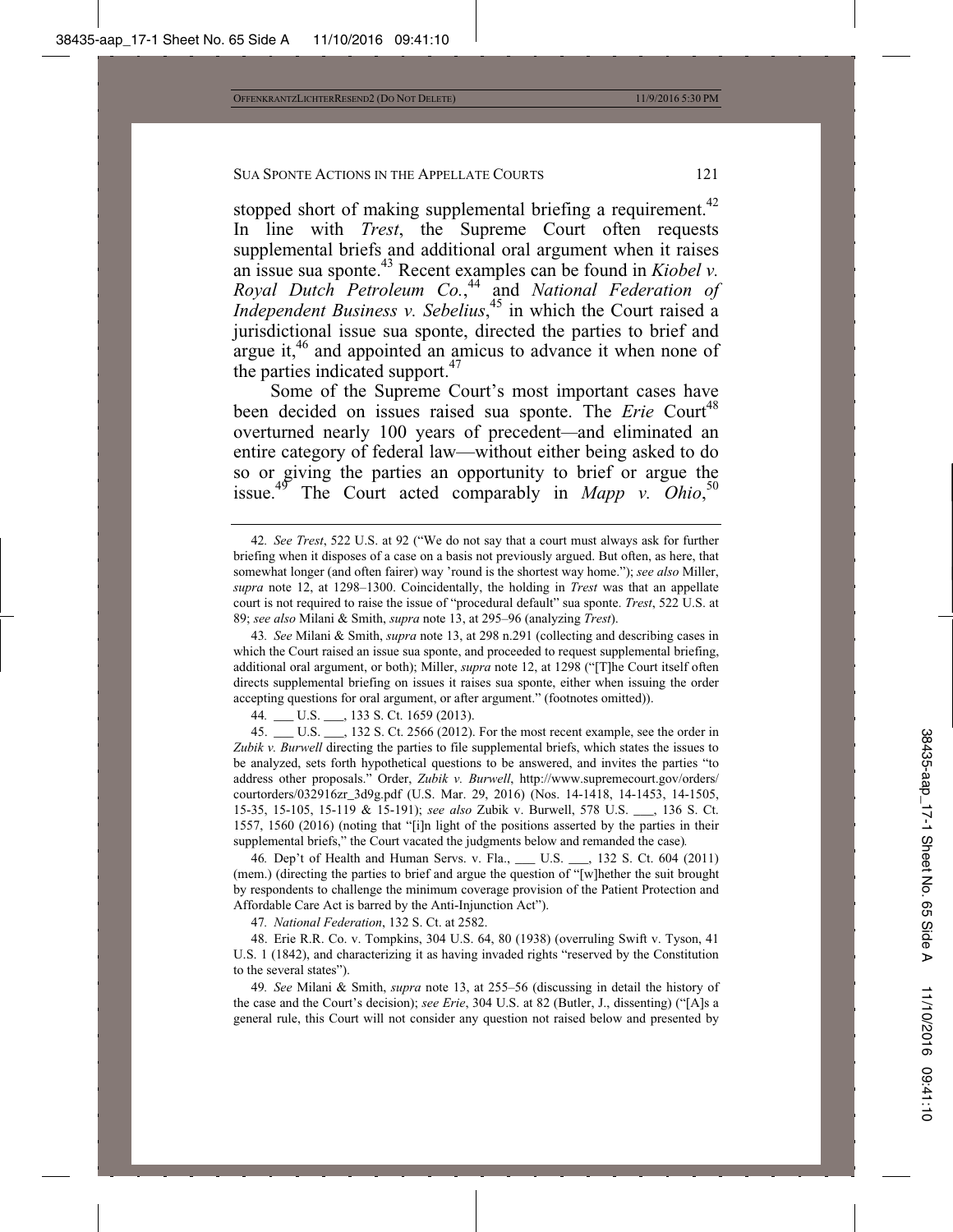stopped short of making supplemental briefing a requirement.[42] In line with *Trest*, the Supreme Court often requests supplemental briefs and additional oral argument when it raises an issue sua sponte.[43] Recent examples can be found in *Kiobel v. Royal Dutch Petroleum Co.*,[44] and *National Federation of Independent Business v. Sebelius*,[45] in which the Court raised a jurisdictional issue sua sponte, directed the parties to brief and argue it,[46] and appointed an amicus to advance it when none of the parties indicated support.[47]

Some of the Supreme Court's most important cases have been decided on issues raised sua sponte. The *Erie* Court[48] overturned nearly 100 years of precedent—and eliminated an entire category of federal law—without either being asked to do so or giving the parties an opportunity to brief or argue the issue.[49] The Court acted comparably in *Mapp v. Ohio*,[50]

---

42. *See Trest*, 522 U.S. at 92 ("We do not say that a court must always ask for further briefing when it disposes of a case on a basis not previously argued. But often, as here, that somewhat longer (and often fairer) way 'round is the shortest way home."); *see also* Miller, *supra* note 12, at 1298–1300. Coincidentally, the holding in *Trest* was that an appellate court is not required to raise the issue of "procedural default" sua sponte. *Trest*, 522 U.S. at 89; *see also* Milani & Smith, *supra* note 13, at 295–96 (analyzing *Trest*).

43. *See* Milani & Smith, *supra* note 13, at 298 n.291 (collecting and describing cases in which the Court raised an issue sua sponte, and proceeded to request supplemental briefing, additional oral argument, or both); Miller, *supra* note 12, at 1298 ("[T]he Court itself often directs supplemental briefing on issues it raises sua sponte, either when issuing the order accepting questions for oral argument, or after argument." (footnotes omitted)).

44. ___ U.S. ___, 133 S. Ct. 1659 (2013).

45. ___ U.S. ___, 132 S. Ct. 2566 (2012). For the most recent example, see the order in *Zubik v. Burwell* directing the parties to file supplemental briefs, which states the issues to be analyzed, sets forth hypothetical questions to be answered, and invites the parties "to address other proposals." Order, *Zubik v. Burwell*, http://www.supremecourt.gov/orders/courtorders/032916zr_3d9g.pdf (U.S. Mar. 29, 2016) (Nos. 14-1418, 14-1453, 14-1505, 15-35, 15-105, 15-119 & 15-191); *see also* Zubik v. Burwell, 578 U.S. ___, 136 S. Ct. 1557, 1560 (2016) (noting that "[i]n light of the positions asserted by the parties in their supplemental briefs," the Court vacated the judgments below and remanded the case).

46. Dep't of Health and Human Servs. v. Fla., ___ U.S. ___, 132 S. Ct. 604 (2011) (mem.) (directing the parties to brief and argue the question of "[w]hether the suit brought by respondents to challenge the minimum coverage provision of the Patient Protection and Affordable Care Act is barred by the Anti-Injunction Act").

47. *National Federation*, 132 S. Ct. at 2582.

48. Erie R.R. Co. v. Tompkins, 304 U.S. 64, 80 (1938) (overruling Swift v. Tyson, 41 U.S. 1 (1842), and characterizing it as having invaded rights "reserved by the Constitution to the several states").

49. *See* Milani & Smith, *supra* note 13, at 255–56 (discussing in detail the history of the case and the Court's decision); *see Erie*, 304 U.S. at 82 (Butler, J., dissenting) ("[A]s a general rule, this Court will not consider any question not raised below and presented by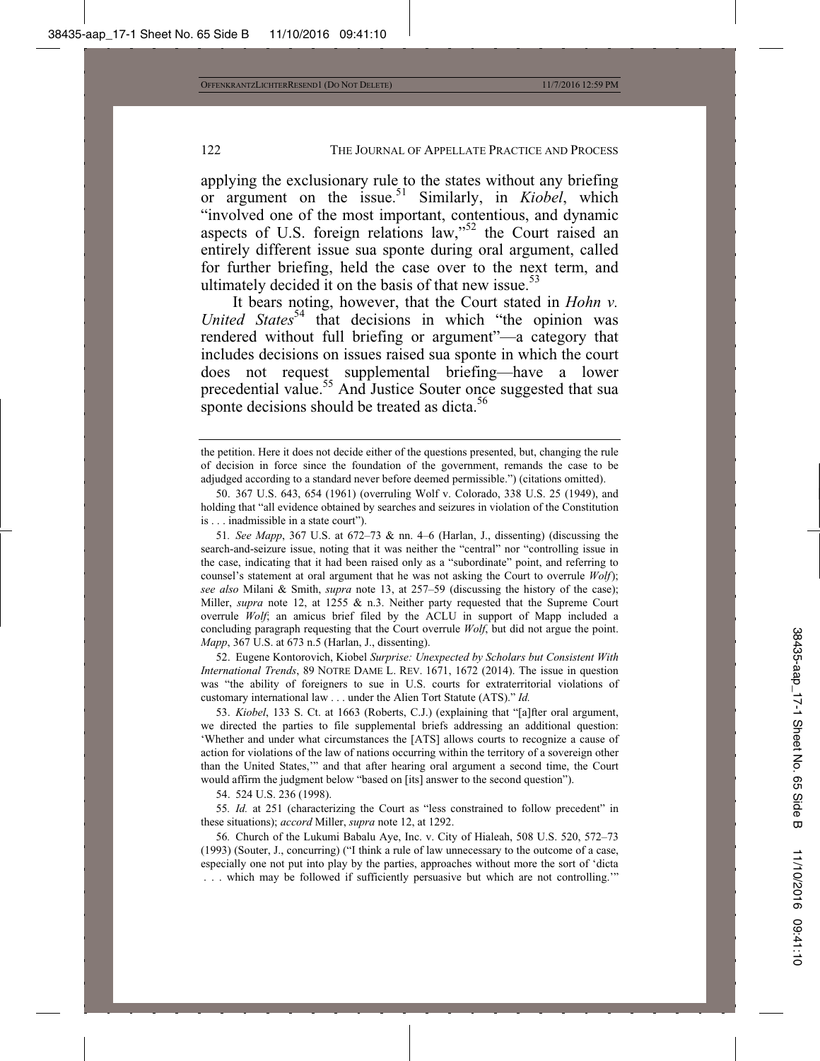applying the exclusionary rule to the states without any briefing or argument on the issue.[51] Similarly, in *Kiobel*, which "involved one of the most important, contentious, and dynamic aspects of U.S. foreign relations law,"[52] the Court raised an entirely different issue sua sponte during oral argument, called for further briefing, held the case over to the next term, and ultimately decided it on the basis of that new issue.[53]

It bears noting, however, that the Court stated in *Hohn v. United States*[54] that decisions in which "the opinion was rendered without full briefing or argument"—a category that includes decisions on issues raised sua sponte in which the court does not request supplemental briefing—have a lower precedential value.[55] And Justice Souter once suggested that sua sponte decisions should be treated as dicta.[56]

---

the petition. Here it does not decide either of the questions presented, but, changing the rule of decision in force since the foundation of the government, remands the case to be adjudged according to a standard never before deemed permissible.") (citations omitted).

50. 367 U.S. 643, 654 (1961) (overruling Wolf v. Colorado, 338 U.S. 25 (1949), and holding that "all evidence obtained by searches and seizures in violation of the Constitution is . . . inadmissible in a state court").

51. *See Mapp*, 367 U.S. at 672–73 & nn. 4–6 (Harlan, J., dissenting) (discussing the search-and-seizure issue, noting that it was neither the "central" nor "controlling issue in the case, indicating that it had been raised only as a "subordinate" point, and referring to counsel's statement at oral argument that he was not asking the Court to overrule *Wolf*); *see also* Milani & Smith, *supra* note 13, at 257–59 (discussing the history of the case); Miller, *supra* note 12, at 1255 & n.3. Neither party requested that the Supreme Court overrule *Wolf*; an amicus brief filed by the ACLU in support of Mapp included a concluding paragraph requesting that the Court overrule *Wolf*, but did not argue the point. *Mapp*, 367 U.S. at 673 n.5 (Harlan, J., dissenting).

52. Eugene Kontorovich, Kiobel *Surprise: Unexpected by Scholars but Consistent With International Trends*, 89 NOTRE DAME L. REV. 1671, 1672 (2014). The issue in question was "the ability of foreigners to sue in U.S. courts for extraterritorial violations of customary international law . . . under the Alien Tort Statute (ATS)." *Id.*

53. *Kiobel*, 133 S. Ct. at 1663 (Roberts, C.J.) (explaining that "[a]fter oral argument, we directed the parties to file supplemental briefs addressing an additional question: 'Whether and under what circumstances the [ATS] allows courts to recognize a cause of action for violations of the law of nations occurring within the territory of a sovereign other than the United States,'" and that after hearing oral argument a second time, the Court would affirm the judgment below "based on [its] answer to the second question").

54. 524 U.S. 236 (1998).

55. *Id.* at 251 (characterizing the Court as "less constrained to follow precedent" in these situations); *accord* Miller, *supra* note 12, at 1292.

56. Church of the Lukumi Babalu Aye, Inc. v. City of Hialeah, 508 U.S. 520, 572–73 (1993) (Souter, J., concurring) ("I think a rule of law unnecessary to the outcome of a case, especially one not put into play by the parties, approaches without more the sort of 'dicta . . . which may be followed if sufficiently persuasive but which are not controlling.'"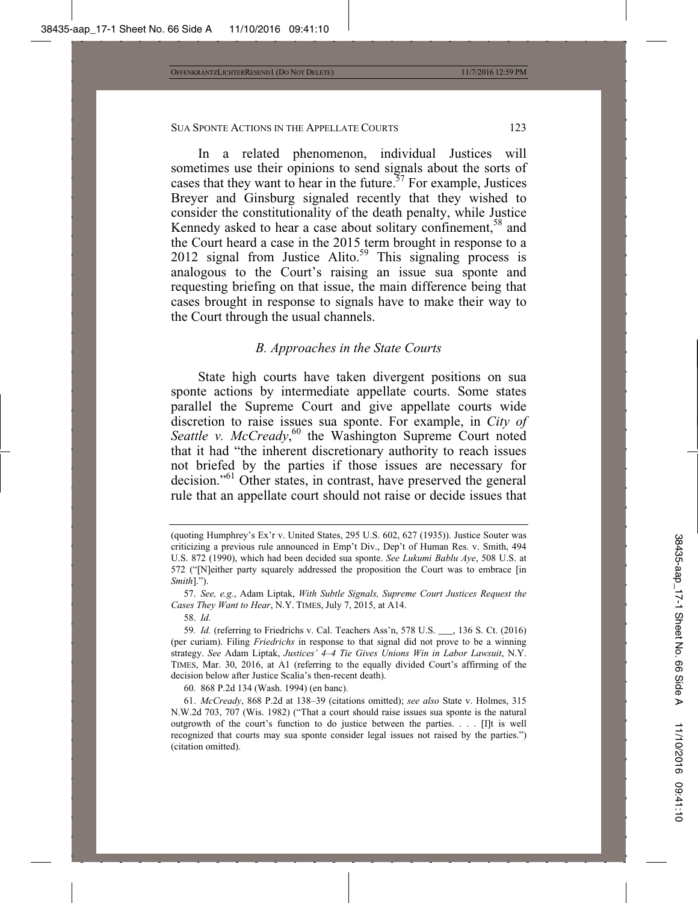In a related phenomenon, individual Justices will sometimes use their opinions to send signals about the sorts of cases that they want to hear in the future.[57] For example, Justices Breyer and Ginsburg signaled recently that they wished to consider the constitutionality of the death penalty, while Justice Kennedy asked to hear a case about solitary confinement,[58] and the Court heard a case in the 2015 term brought in response to a 2012 signal from Justice Alito.[59] This signaling process is analogous to the Court's raising an issue sua sponte and requesting briefing on that issue, the main difference being that cases brought in response to signals have to make their way to the Court through the usual channels.

### *B. Approaches in the State Courts*

State high courts have taken divergent positions on sua sponte actions by intermediate appellate courts. Some states parallel the Supreme Court and give appellate courts wide discretion to raise issues sua sponte. For example, in *City of Seattle v. McCready*,[60] the Washington Supreme Court noted that it had "the inherent discretionary authority to reach issues not briefed by the parties if those issues are necessary for decision."[61] Other states, in contrast, have preserved the general rule that an appellate court should not raise or decide issues that

---

(quoting Humphrey's Ex'r v. United States, 295 U.S. 602, 627 (1935)). Justice Souter was criticizing a previous rule announced in Emp't Div., Dep't of Human Res. v. Smith, 494 U.S. 872 (1990), which had been decided sua sponte. *See Lukumi Bablu Aye*, 508 U.S. at 572 ("[N]either party squarely addressed the proposition the Court was to embrace [in *Smith*].").

57. *See, e.g.*, Adam Liptak, *With Subtle Signals, Supreme Court Justices Request the Cases They Want to Hear*, N.Y. TIMES, July 7, 2015, at A14.

58. *Id.*

59. *Id.* (referring to Friedrichs v. Cal. Teachers Ass'n, 578 U.S. ___, 136 S. Ct. (2016) (per curiam). Filing *Friedrichs* in response to that signal did not prove to be a winning strategy. *See* Adam Liptak, *Justices' 4–4 Tie Gives Unions Win in Labor Lawsuit*, N.Y. TIMES, Mar. 30, 2016, at A1 (referring to the equally divided Court's affirming of the decision below after Justice Scalia's then-recent death).

60. 868 P.2d 134 (Wash. 1994) (en banc).

61. *McCready*, 868 P.2d at 138–39 (citations omitted); *see also* State v. Holmes, 315 N.W.2d 703, 707 (Wis. 1982) ("That a court should raise issues sua sponte is the natural outgrowth of the court's function to do justice between the parties. . . . [I]t is well recognized that courts may sua sponte consider legal issues not raised by the parties.") (citation omitted).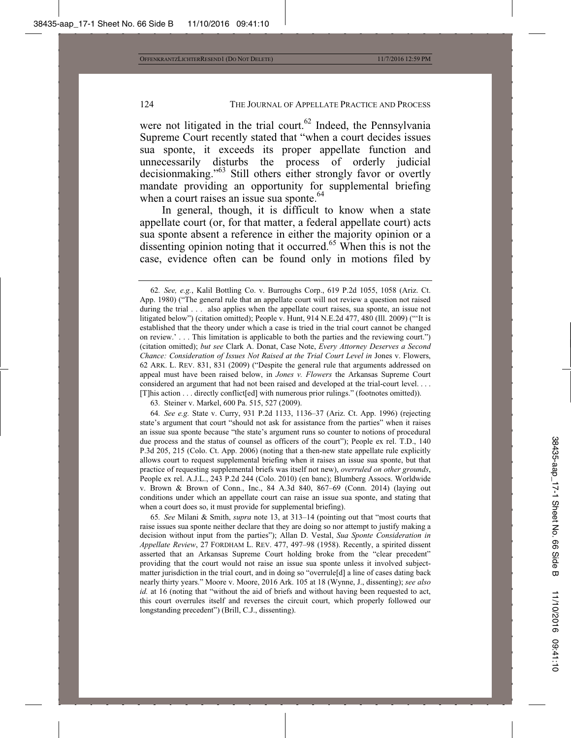were not litigated in the trial court.[62] Indeed, the Pennsylvania Supreme Court recently stated that "when a court decides issues sua sponte, it exceeds its proper appellate function and unnecessarily disturbs the process of orderly judicial decisionmaking."[63] Still others either strongly favor or overtly mandate providing an opportunity for supplemental briefing when a court raises an issue sua sponte.[64]

In general, though, it is difficult to know when a state appellate court (or, for that matter, a federal appellate court) acts sua sponte absent a reference in either the majority opinion or a dissenting opinion noting that it occurred.[65] When this is not the case, evidence often can be found only in motions filed by

---

62. *See, e.g.*, Kalil Bottling Co. v. Burroughs Corp., 619 P.2d 1055, 1058 (Ariz. Ct. App. 1980) ("The general rule that an appellate court will not review a question not raised during the trial . . . also applies when the appellate court raises, sua sponte, an issue not litigated below") (citation omitted); People v. Hunt, 914 N.E.2d 477, 480 (Ill. 2009) ("'It is established that the theory under which a case is tried in the trial court cannot be changed on review.' . . . This limitation is applicable to both the parties and the reviewing court.") (citation omitted); *but see* Clark A. Donat, Case Note, *Every Attorney Deserves a Second Chance: Consideration of Issues Not Raised at the Trial Court Level in* Jones v. Flowers, 62 ARK. L. REV. 831, 831 (2009) ("Despite the general rule that arguments addressed on appeal must have been raised below, in *Jones v. Flowers* the Arkansas Supreme Court considered an argument that had not been raised and developed at the trial-court level. . . . [T]his action . . . directly conflict[ed] with numerous prior rulings." (footnotes omitted)).

63. Steiner v. Markel, 600 Pa. 515, 527 (2009).

64. *See e.g.* State v. Curry, 931 P.2d 1133, 1136–37 (Ariz. Ct. App. 1996) (rejecting state's argument that court "should not ask for assistance from the parties" when it raises an issue sua sponte because "the state's argument runs so counter to notions of procedural due process and the status of counsel as officers of the court"); People ex rel. T.D., 140 P.3d 205, 215 (Colo. Ct. App. 2006) (noting that a then-new state appellate rule explicitly allows court to request supplemental briefing when it raises an issue sua sponte, but that practice of requesting supplemental briefs was itself not new), *overruled on other grounds*, People ex rel. A.J.L., 243 P.2d 244 (Colo. 2010) (en banc); Blumberg Assocs. Worldwide v. Brown & Brown of Conn., Inc., 84 A.3d 840, 867–69 (Conn. 2014) (laying out conditions under which an appellate court can raise an issue sua sponte, and stating that when a court does so, it must provide for supplemental briefing).

65. *See* Milani & Smith, *supra* note 13, at 313–14 (pointing out that "most courts that raise issues sua sponte neither declare that they are doing so nor attempt to justify making a decision without input from the parties"); Allan D. Vestal, *Sua Sponte Consideration in Appellate Review*, 27 FORDHAM L. REV. 477, 497–98 (1958). Recently, a spirited dissent asserted that an Arkansas Supreme Court holding broke from the "clear precedent" providing that the court would not raise an issue sua sponte unless it involved subject-matter jurisdiction in the trial court, and in doing so "overrule[d] a line of cases dating back nearly thirty years." Moore v. Moore, 2016 Ark. 105 at 18 (Wynne, J., dissenting); *see also id.* at 16 (noting that "without the aid of briefs and without having been requested to act, this court overrules itself and reverses the circuit court, which properly followed our longstanding precedent") (Brill, C.J., dissenting).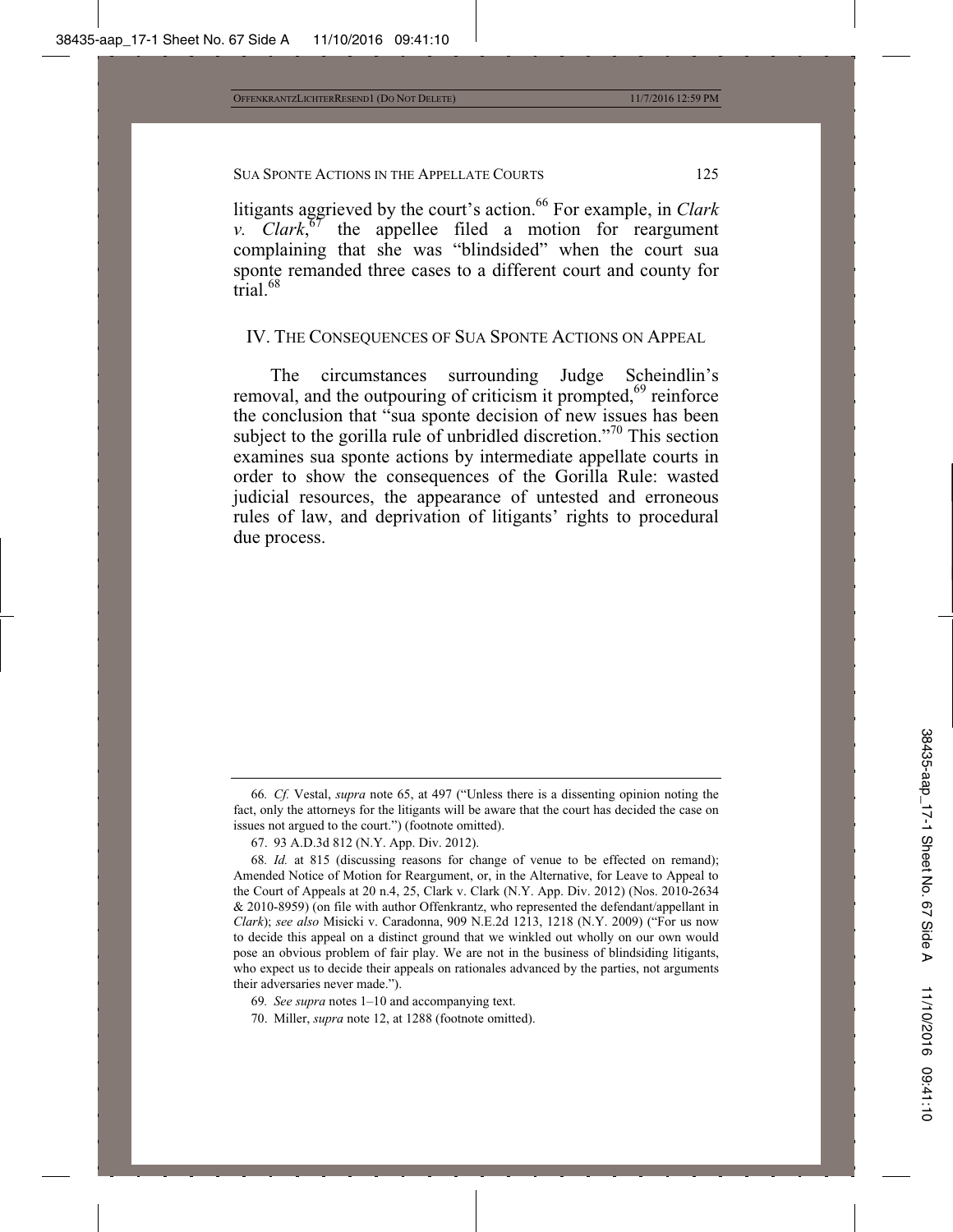litigants aggrieved by the court's action.[66] For example, in *Clark v. Clark*,[67] the appellee filed a motion for reargument complaining that she was "blindsided" when the court sua sponte remanded three cases to a different court and county for trial.[68]

## IV. The Consequences of Sua Sponte Actions on Appeal

The circumstances surrounding Judge Scheindlin's removal, and the outpouring of criticism it prompted,[69] reinforce the conclusion that "sua sponte decision of new issues has been subject to the gorilla rule of unbridled discretion."[70] This section examines sua sponte actions by intermediate appellate courts in order to show the consequences of the Gorilla Rule: wasted judicial resources, the appearance of untested and erroneous rules of law, and deprivation of litigants' rights to procedural due process.

---

66. *Cf.* Vestal, *supra* note 65, at 497 ("Unless there is a dissenting opinion noting the fact, only the attorneys for the litigants will be aware that the court has decided the case on issues not argued to the court.") (footnote omitted).

67. 93 A.D.3d 812 (N.Y. App. Div. 2012).

68. *Id.* at 815 (discussing reasons for change of venue to be effected on remand); Amended Notice of Motion for Reargument, or, in the Alternative, for Leave to Appeal to the Court of Appeals at 20 n.4, 25, Clark v. Clark (N.Y. App. Div. 2012) (Nos. 2010-2634 & 2010-8959) (on file with author Offenkrantz, who represented the defendant/appellant in *Clark*); *see also* Misicki v. Caradonna, 909 N.E.2d 1213, 1218 (N.Y. 2009) ("For us now to decide this appeal on a distinct ground that we winkled out wholly on our own would pose an obvious problem of fair play. We are not in the business of blindsiding litigants, who expect us to decide their appeals on rationales advanced by the parties, not arguments their adversaries never made.").

69. *See supra* notes 1–10 and accompanying text.

70. Miller, *supra* note 12, at 1288 (footnote omitted).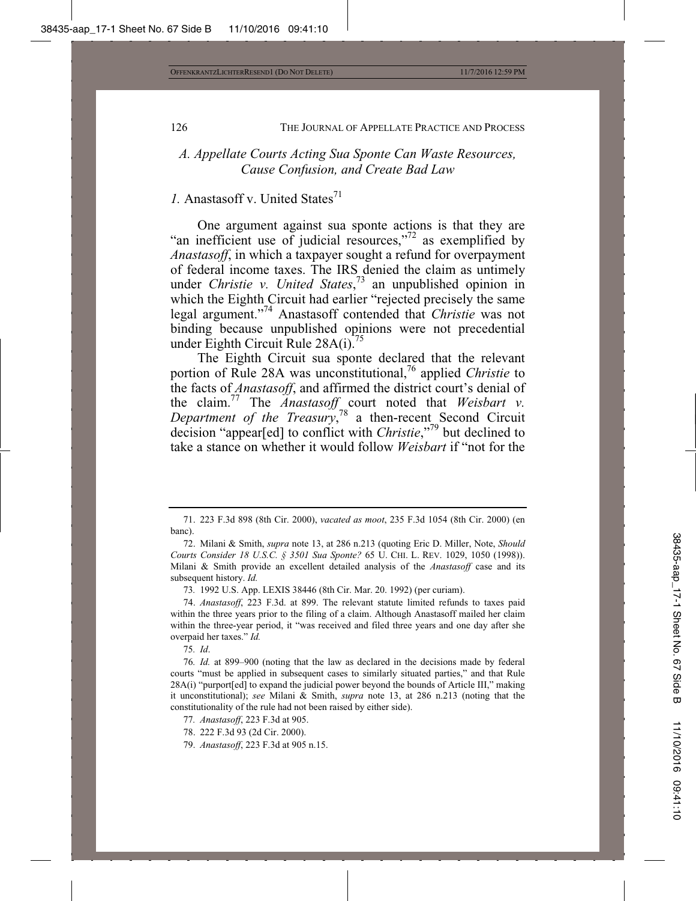### *A. Appellate Courts Acting Sua Sponte Can Waste Resources, Cause Confusion, and Create Bad Law*

*1.* Anastasoff v. United States[71]

One argument against sua sponte actions is that they are "an inefficient use of judicial resources,"[72] as exemplified by *Anastasoff*, in which a taxpayer sought a refund for overpayment of federal income taxes. The IRS denied the claim as untimely under *Christie v. United States*,[73] an unpublished opinion in which the Eighth Circuit had earlier "rejected precisely the same legal argument."[74] Anastasoff contended that *Christie* was not binding because unpublished opinions were not precedential under Eighth Circuit Rule 28A(i).[75]

The Eighth Circuit sua sponte declared that the relevant portion of Rule 28A was unconstitutional,[76] applied *Christie* to the facts of *Anastasoff*, and affirmed the district court's denial of the claim.[77] The *Anastasoff* court noted that *Weisbart v. Department of the Treasury*,[78] a then-recent Second Circuit decision "appear[ed] to conflict with *Christie*,"[79] but declined to take a stance on whether it would follow *Weisbart* if "not for the

---

71. 223 F.3d 898 (8th Cir. 2000), *vacated as moot*, 235 F.3d 1054 (8th Cir. 2000) (en banc).

72. Milani & Smith, *supra* note 13, at 286 n.213 (quoting Eric D. Miller, Note, *Should Courts Consider 18 U.S.C. § 3501 Sua Sponte?* 65 U. CHI. L. REV. 1029, 1050 (1998)). Milani & Smith provide an excellent detailed analysis of the *Anastasoff* case and its subsequent history. *Id.*

73. 1992 U.S. App. LEXIS 38446 (8th Cir. Mar. 20. 1992) (per curiam).

74. *Anastasoff*, 223 F.3d. at 899. The relevant statute limited refunds to taxes paid within the three years prior to the filing of a claim. Although Anastasoff mailed her claim within the three-year period, it "was received and filed three years and one day after she overpaid her taxes." *Id.*

75. *Id*.

76. *Id.* at 899–900 (noting that the law as declared in the decisions made by federal courts "must be applied in subsequent cases to similarly situated parties," and that Rule 28A(i) "purport[ed] to expand the judicial power beyond the bounds of Article III," making it unconstitutional); *see* Milani & Smith, *supra* note 13, at 286 n.213 (noting that the constitutionality of the rule had not been raised by either side).

77. *Anastasoff*, 223 F.3d at 905.

78. 222 F.3d 93 (2d Cir. 2000).

79. *Anastasoff*, 223 F.3d at 905 n.15.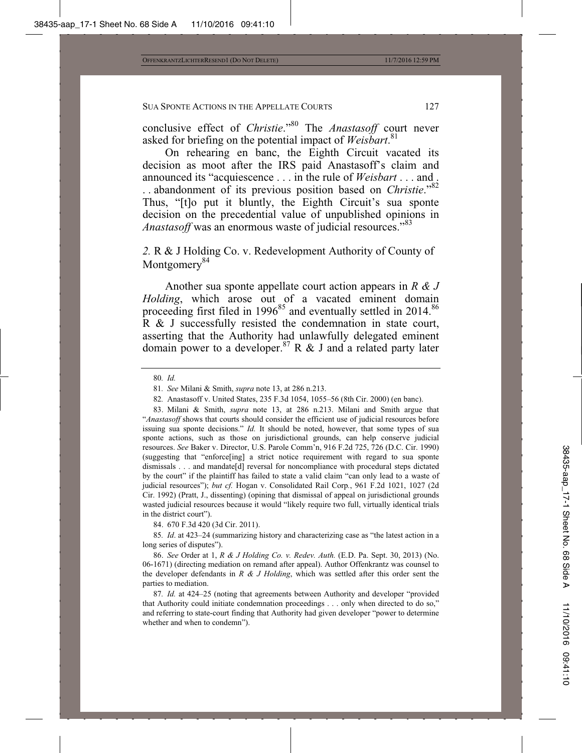conclusive effect of *Christie*."[80] The *Anastasoff* court never asked for briefing on the potential impact of *Weisbart*.[81]

On rehearing en banc, the Eighth Circuit vacated its decision as moot after the IRS paid Anastasoff's claim and announced its "acquiescence . . . in the rule of *Weisbart* . . . and . . . abandonment of its previous position based on *Christie*."[82] Thus, "[t]o put it bluntly, the Eighth Circuit's sua sponte decision on the precedential value of unpublished opinions in *Anastasoff* was an enormous waste of judicial resources."[83]

### *2.* R & J Holding Co. v. Redevelopment Authority of County of Montgomery[84]

Another sua sponte appellate court action appears in *R & J Holding*, which arose out of a vacated eminent domain proceeding first filed in 1996[85] and eventually settled in 2014.[86] R & J successfully resisted the condemnation in state court, asserting that the Authority had unlawfully delegated eminent domain power to a developer.[87] R & J and a related party later

---

80. *Id.*

81. *See* Milani & Smith, *supra* note 13, at 286 n.213.

82. Anastasoff v. United States, 235 F.3d 1054, 1055–56 (8th Cir. 2000) (en banc).

83. Milani & Smith, *supra* note 13, at 286 n.213. Milani and Smith argue that "*Anastasoff* shows that courts should consider the efficient use of judicial resources before issuing sua sponte decisions." *Id.* It should be noted, however, that some types of sua sponte actions, such as those on jurisdictional grounds, can help conserve judicial resources. *See* Baker v. Director, U.S. Parole Comm'n, 916 F.2d 725, 726 (D.C. Cir. 1990) (suggesting that "enforce[ing] a strict notice requirement with regard to sua sponte dismissals . . . and mandate[d] reversal for noncompliance with procedural steps dictated by the court" if the plaintiff has failed to state a valid claim "can only lead to a waste of judicial resources"); *but cf.* Hogan v. Consolidated Rail Corp., 961 F.2d 1021, 1027 (2d Cir. 1992) (Pratt, J., dissenting) (opining that dismissal of appeal on jurisdictional grounds wasted judicial resources because it would "likely require two full, virtually identical trials in the district court").

84. 670 F.3d 420 (3d Cir. 2011).

85. *Id*. at 423–24 (summarizing history and characterizing case as "the latest action in a long series of disputes").

86. *See* Order at 1, *R & J Holding Co. v. Redev. Auth.* (E.D. Pa. Sept. 30, 2013) (No. 06-1671) (directing mediation on remand after appeal). Author Offenkrantz was counsel to the developer defendants in *R & J Holding*, which was settled after this order sent the parties to mediation.

87. *Id.* at 424–25 (noting that agreements between Authority and developer "provided that Authority could initiate condemnation proceedings . . . only when directed to do so," and referring to state-court finding that Authority had given developer "power to determine whether and when to condemn").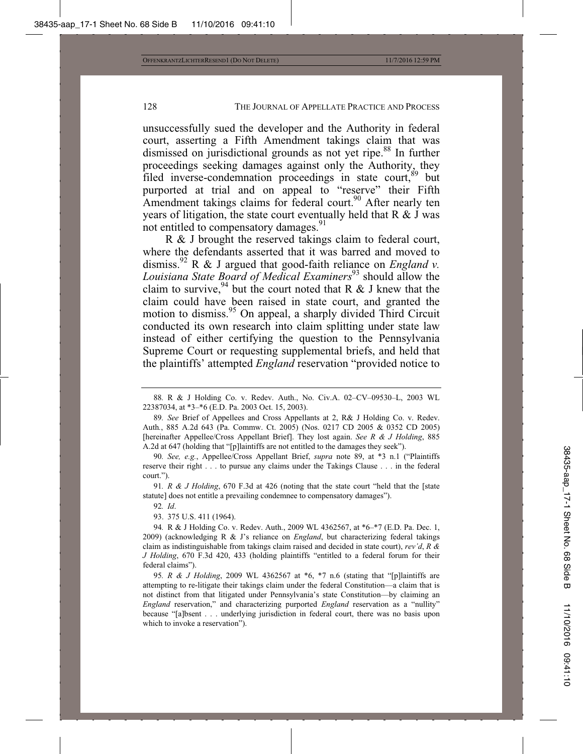unsuccessfully sued the developer and the Authority in federal court, asserting a Fifth Amendment takings claim that was dismissed on jurisdictional grounds as not yet ripe.[88] In further proceedings seeking damages against only the Authority, they filed inverse-condemnation proceedings in state court,[89] but purported at trial and on appeal to "reserve" their Fifth Amendment takings claims for federal court.[90] After nearly ten years of litigation, the state court eventually held that R & J was not entitled to compensatory damages.[91]

R & J brought the reserved takings claim to federal court, where the defendants asserted that it was barred and moved to dismiss.[92] R & J argued that good-faith reliance on *England v. Louisiana State Board of Medical Examiners*[93] should allow the claim to survive,[94] but the court noted that R & J knew that the claim could have been raised in state court, and granted the motion to dismiss.[95] On appeal, a sharply divided Third Circuit conducted its own research into claim splitting under state law instead of either certifying the question to the Pennsylvania Supreme Court or requesting supplemental briefs, and held that the plaintiffs' attempted *England* reservation "provided notice to

---

88. R & J Holding Co. v. Redev. Auth., No. Civ.A. 02–CV–09530–L, 2003 WL 22387034, at *3–*6 (E.D. Pa. 2003 Oct. 15, 2003).

89. *See* Brief of Appellees and Cross Appellants at 2, R& J Holding Co. v. Redev. Auth., 885 A.2d 643 (Pa. Commw. Ct. 2005) (Nos. 0217 CD 2005 & 0352 CD 2005) [hereinafter Appellee/Cross Appellant Brief]. They lost again. *See R & J Holding*, 885 A.2d at 647 (holding that "[p]laintiffs are not entitled to the damages they seek").

90. *See, e.g.*, Appellee/Cross Appellant Brief, *supra* note 89, at *3 n.1 ("Plaintiffs reserve their right . . . to pursue any claims under the Takings Clause . . . in the federal court.").

91. *R & J Holding*, 670 F.3d at 426 (noting that the state court "held that the [state statute] does not entitle a prevailing condemnee to compensatory damages").

92. *Id*.

93. 375 U.S. 411 (1964).

94. R & J Holding Co. v. Redev. Auth., 2009 WL 4362567, at *6–*7 (E.D. Pa. Dec. 1, 2009) (acknowledging R & J's reliance on *England*, but characterizing federal takings claim as indistinguishable from takings claim raised and decided in state court), *rev'd*, *R & J Holding*, 670 F.3d 420, 433 (holding plaintiffs "entitled to a federal forum for their federal claims").

95. *R & J Holding*, 2009 WL 4362567 at *6, *7 n.6 (stating that "[p]laintiffs are attempting to re-litigate their takings claim under the federal Constitution—a claim that is not distinct from that litigated under Pennsylvania's state Constitution—by claiming an *England* reservation," and characterizing purported *England* reservation as a "nullity" because "[a]bsent . . . underlying jurisdiction in federal court, there was no basis upon which to invoke a reservation").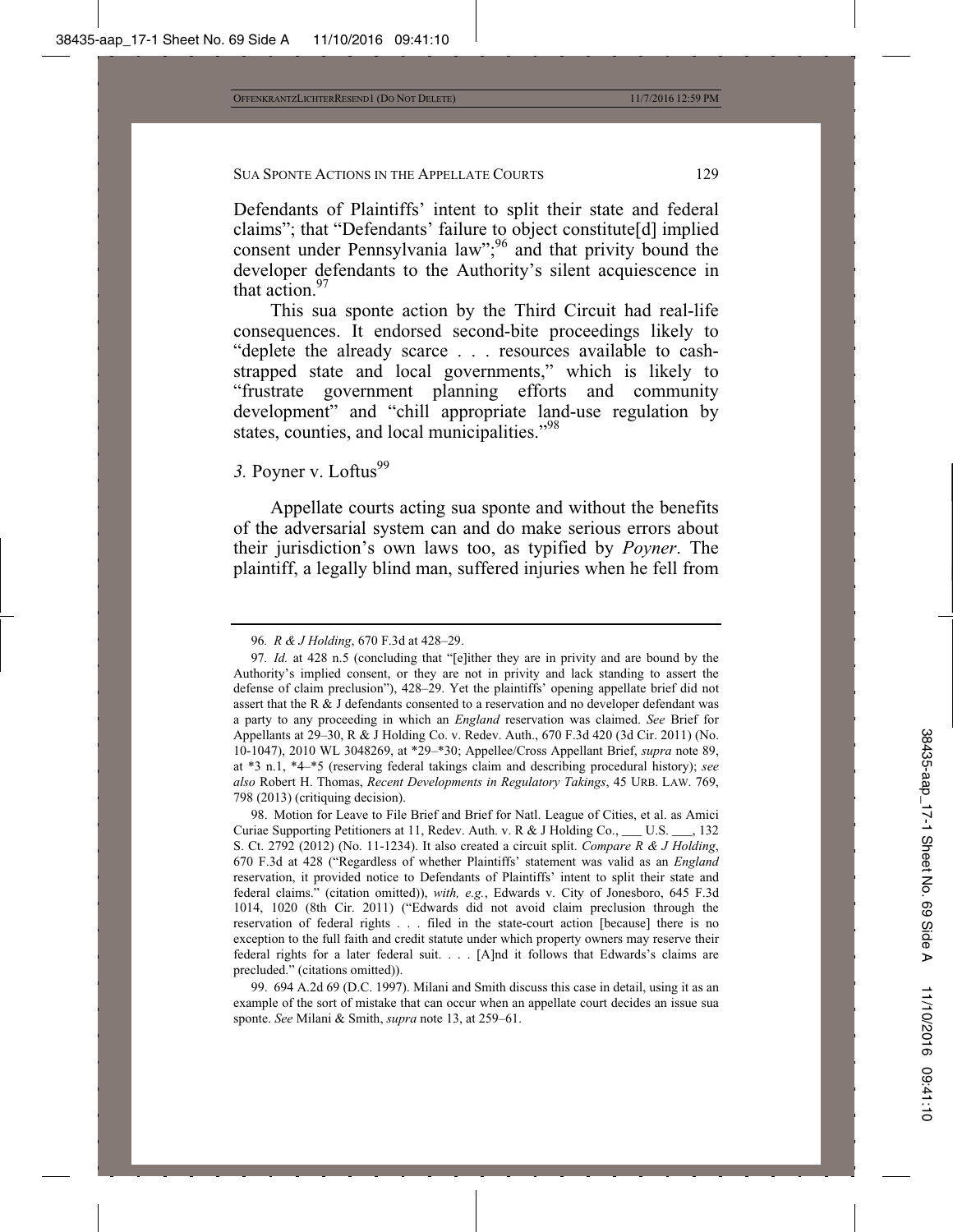Defendants of Plaintiffs' intent to split their state and federal claims"; that "Defendants' failure to object constitute[d] implied consent under Pennsylvania law";[96] and that privity bound the developer defendants to the Authority's silent acquiescence in that action.[97]

This sua sponte action by the Third Circuit had real-life consequences. It endorsed second-bite proceedings likely to "deplete the already scarce . . . resources available to cash-strapped state and local governments," which is likely to "frustrate government planning efforts and community development" and "chill appropriate land-use regulation by states, counties, and local municipalities."[98]

### *3.* Poyner v. Loftus[99]

Appellate courts acting sua sponte and without the benefits of the adversarial system can and do make serious errors about their jurisdiction's own laws too, as typified by *Poyner*. The plaintiff, a legally blind man, suffered injuries when he fell from

---

96. *R & J Holding*, 670 F.3d at 428–29.

97. *Id.* at 428 n.5 (concluding that "[e]ither they are in privity and are bound by the Authority's implied consent, or they are not in privity and lack standing to assert the defense of claim preclusion"), 428–29. Yet the plaintiffs' opening appellate brief did not assert that the R & J defendants consented to a reservation and no developer defendant was a party to any proceeding in which an *England* reservation was claimed. *See* Brief for Appellants at 29–30, R & J Holding Co. v. Redev. Auth., 670 F.3d 420 (3d Cir. 2011) (No. 10-1047), 2010 WL 3048269, at *29–*30; Appellee/Cross Appellant Brief, *supra* note 89, at *3 n.1, *4–*5 (reserving federal takings claim and describing procedural history); *see also* Robert H. Thomas, *Recent Developments in Regulatory Takings*, 45 URB. LAW. 769, 798 (2013) (critiquing decision).

98. Motion for Leave to File Brief and Brief for Natl. League of Cities, et al. as Amici Curiae Supporting Petitioners at 11, Redev. Auth. v. R & J Holding Co., ___ U.S. ___, 132 S. Ct. 2792 (2012) (No. 11-1234). It also created a circuit split. *Compare R & J Holding*, 670 F.3d at 428 ("Regardless of whether Plaintiffs' statement was valid as an *England* reservation, it provided notice to Defendants of Plaintiffs' intent to split their state and federal claims." (citation omitted)), *with, e.g.*, Edwards v. City of Jonesboro, 645 F.3d 1014, 1020 (8th Cir. 2011) ("Edwards did not avoid claim preclusion through the reservation of federal rights . . . filed in the state-court action [because] there is no exception to the full faith and credit statute under which property owners may reserve their federal rights for a later federal suit. . . . [A]nd it follows that Edwards's claims are precluded." (citations omitted)).

99. 694 A.2d 69 (D.C. 1997). Milani and Smith discuss this case in detail, using it as an example of the sort of mistake that can occur when an appellate court decides an issue sua sponte. *See* Milani & Smith, *supra* note 13, at 259–61.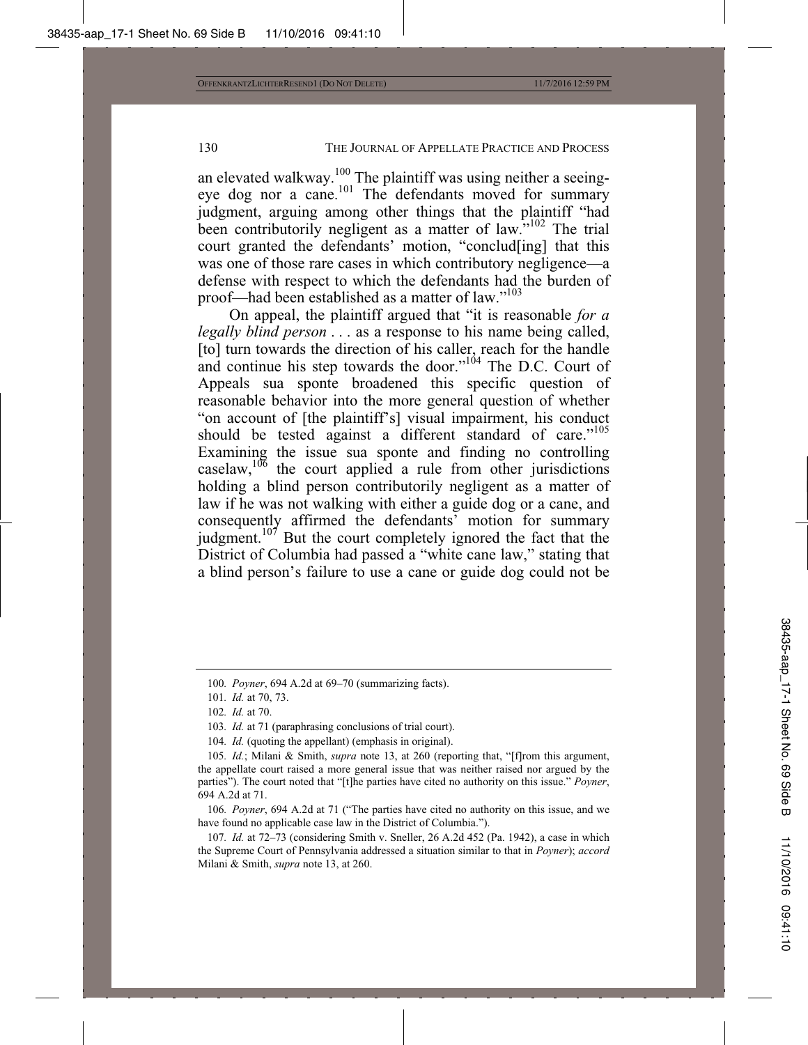an elevated walkway.[100] The plaintiff was using neither a seeing-eye dog nor a cane.[101] The defendants moved for summary judgment, arguing among other things that the plaintiff "had been contributorily negligent as a matter of law."[102] The trial court granted the defendants' motion, "conclud[ing] that this was one of those rare cases in which contributory negligence—a defense with respect to which the defendants had the burden of proof—had been established as a matter of law."[103]

On appeal, the plaintiff argued that "it is reasonable *for a legally blind person* . . . as a response to his name being called, [to] turn towards the direction of his caller, reach for the handle and continue his step towards the door."[104] The D.C. Court of Appeals sua sponte broadened this specific question of reasonable behavior into the more general question of whether "on account of [the plaintiff's] visual impairment, his conduct should be tested against a different standard of care."[105] Examining the issue sua sponte and finding no controlling caselaw,[106] the court applied a rule from other jurisdictions holding a blind person contributorily negligent as a matter of law if he was not walking with either a guide dog or a cane, and consequently affirmed the defendants' motion for summary judgment.[107] But the court completely ignored the fact that the District of Columbia had passed a "white cane law," stating that a blind person's failure to use a cane or guide dog could not be

---

100. *Poyner*, 694 A.2d at 69–70 (summarizing facts).

101. *Id.* at 70, 73.

102. *Id.* at 70.

103. *Id.* at 71 (paraphrasing conclusions of trial court).

104. *Id.* (quoting the appellant) (emphasis in original).

105. *Id.*; Milani & Smith, *supra* note 13, at 260 (reporting that, "[f]rom this argument, the appellate court raised a more general issue that was neither raised nor argued by the parties"). The court noted that "[t]he parties have cited no authority on this issue." *Poyner*, 694 A.2d at 71.

106. *Poyner*, 694 A.2d at 71 ("The parties have cited no authority on this issue, and we have found no applicable case law in the District of Columbia.").

107. *Id.* at 72–73 (considering Smith v. Sneller, 26 A.2d 452 (Pa. 1942), a case in which the Supreme Court of Pennsylvania addressed a situation similar to that in *Poyner*); *accord* Milani & Smith, *supra* note 13, at 260.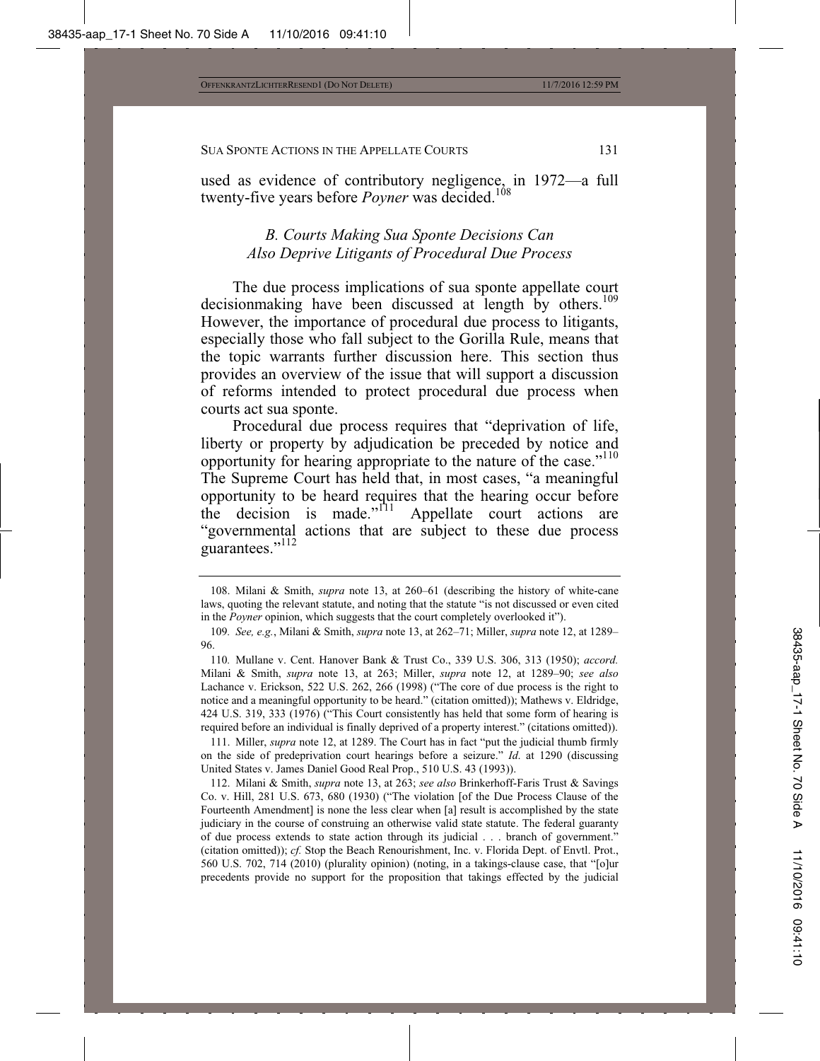used as evidence of contributory negligence, in 1972—a full twenty-five years before *Poyner* was decided.[108]

### *B. Courts Making Sua Sponte Decisions Can Also Deprive Litigants of Procedural Due Process*

The due process implications of sua sponte appellate court decisionmaking have been discussed at length by others.[109] However, the importance of procedural due process to litigants, especially those who fall subject to the Gorilla Rule, means that the topic warrants further discussion here. This section thus provides an overview of the issue that will support a discussion of reforms intended to protect procedural due process when courts act sua sponte.

Procedural due process requires that "deprivation of life, liberty or property by adjudication be preceded by notice and opportunity for hearing appropriate to the nature of the case."[110] The Supreme Court has held that, in most cases, "a meaningful opportunity to be heard requires that the hearing occur before the decision is made."[111] Appellate court actions are "governmental actions that are subject to these due process guarantees."[112]

---

108. Milani & Smith, *supra* note 13, at 260–61 (describing the history of white-cane laws, quoting the relevant statute, and noting that the statute "is not discussed or even cited in the *Poyner* opinion, which suggests that the court completely overlooked it").

109. *See, e.g.*, Milani & Smith, *supra* note 13, at 262–71; Miller, *supra* note 12, at 1289–96.

110. Mullane v. Cent. Hanover Bank & Trust Co., 339 U.S. 306, 313 (1950); *accord.* Milani & Smith, *supra* note 13, at 263; Miller, *supra* note 12, at 1289–90; *see also* Lachance v. Erickson, 522 U.S. 262, 266 (1998) ("The core of due process is the right to notice and a meaningful opportunity to be heard." (citation omitted)); Mathews v. Eldridge, 424 U.S. 319, 333 (1976) ("This Court consistently has held that some form of hearing is required before an individual is finally deprived of a property interest." (citations omitted)).

111. Miller, *supra* note 12, at 1289. The Court has in fact "put the judicial thumb firmly on the side of predeprivation court hearings before a seizure." *Id.* at 1290 (discussing United States v. James Daniel Good Real Prop., 510 U.S. 43 (1993)).

112. Milani & Smith, *supra* note 13, at 263; *see also* Brinkerhoff-Faris Trust & Savings Co. v. Hill, 281 U.S. 673, 680 (1930) ("The violation [of the Due Process Clause of the Fourteenth Amendment] is none the less clear when [a] result is accomplished by the state judiciary in the course of construing an otherwise valid state statute. The federal guaranty of due process extends to state action through its judicial . . . branch of government." (citation omitted)); *cf.* Stop the Beach Renourishment, Inc. v. Florida Dept. of Envtl. Prot., 560 U.S. 702, 714 (2010) (plurality opinion) (noting, in a takings-clause case, that "[o]ur precedents provide no support for the proposition that takings effected by the judicial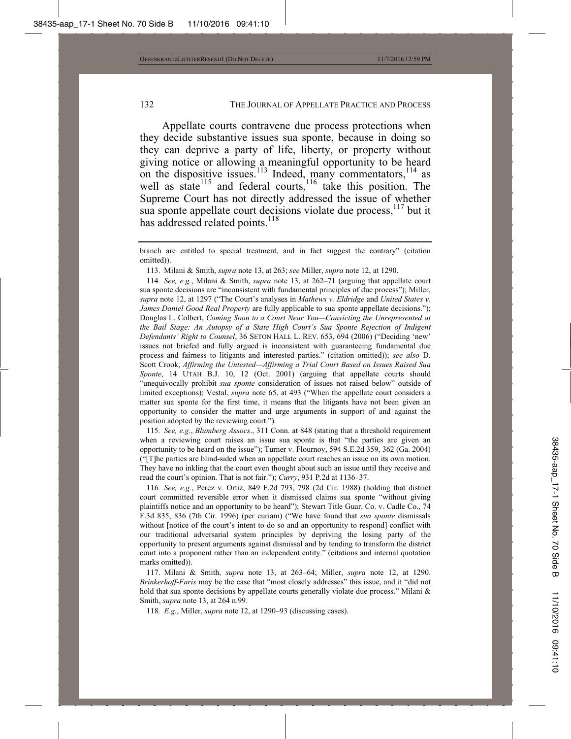Appellate courts contravene due process protections when they decide substantive issues sua sponte, because in doing so they can deprive a party of life, liberty, or property without giving notice or allowing a meaningful opportunity to be heard on the dispositive issues.[113] Indeed, many commentators,[114] as well as state[115] and federal courts,[116] take this position. The Supreme Court has not directly addressed the issue of whether sua sponte appellate court decisions violate due process,[117] but it has addressed related points.[118]

---

branch are entitled to special treatment, and in fact suggest the contrary" (citation omitted)).

113. Milani & Smith, *supra* note 13, at 263; *see* Miller, *supra* note 12, at 1290.

114. *See, e.g.*, Milani & Smith, *supra* note 13, at 262–71 (arguing that appellate court sua sponte decisions are "inconsistent with fundamental principles of due process"); Miller, *supra* note 12, at 1297 ("The Court's analyses in *Mathews v. Eldridge* and *United States v. James Daniel Good Real Property* are fully applicable to sua sponte appellate decisions."); Douglas L. Colbert, *Coming Soon to a Court Near You—Convicting the Unrepresented at the Bail Stage: An Autopsy of a State High Court's Sua Sponte Rejection of Indigent Defendants' Right to Counsel*, 36 SETON HALL L. REV. 653, 694 (2006) ("Deciding 'new' issues not briefed and fully argued is inconsistent with guaranteeing fundamental due process and fairness to litigants and interested parties." (citation omitted)); *see also* D. Scott Crook, *Affirming the Untested—Affirming a Trial Court Based on Issues Raised Sua Sponte*, 14 UTAH B.J. 10, 12 (Oct. 2001) (arguing that appellate courts should "unequivocally prohibit *sua sponte* consideration of issues not raised below" outside of limited exceptions); Vestal, *supra* note 65, at 493 ("When the appellate court considers a matter sua sponte for the first time, it means that the litigants have not been given an opportunity to consider the matter and urge arguments in support of and against the position adopted by the reviewing court.").

115. *See, e.g.*, *Blumberg Assocs*., 311 Conn. at 848 (stating that a threshold requirement when a reviewing court raises an issue sua sponte is that "the parties are given an opportunity to be heard on the issue"); Turner v. Flournoy, 594 S.E.2d 359, 362 (Ga. 2004) ("[T]he parties are blind-sided when an appellate court reaches an issue on its own motion. They have no inkling that the court even thought about such an issue until they receive and read the court's opinion. That is not fair."); *Curry*, 931 P.2d at 1136–37.

116. *See, e.g.*, Perez v. Ortiz, 849 F.2d 793, 798 (2d Cir. 1988) (holding that district court committed reversible error when it dismissed claims sua sponte "without giving plaintiffs notice and an opportunity to be heard"); Stewart Title Guar. Co. v. Cadle Co., 74 F.3d 835, 836 (7th Cir. 1996) (per curiam) ("We have found that *sua sponte* dismissals without [notice of the court's intent to do so and an opportunity to respond] conflict with our traditional adversarial system principles by depriving the losing party of the opportunity to present arguments against dismissal and by tending to transform the district court into a proponent rather than an independent entity." (citations and internal quotation marks omitted)).

117. Milani & Smith, *supra* note 13, at 263–64; Miller, *supra* note 12, at 1290. *Brinkerhoff-Faris* may be the case that "most closely addresses" this issue, and it "did not hold that sua sponte decisions by appellate courts generally violate due process." Milani & Smith, *supra* note 13, at 264 n.99.

118. *E.g.*, Miller, *supra* note 12, at 1290–93 (discussing cases).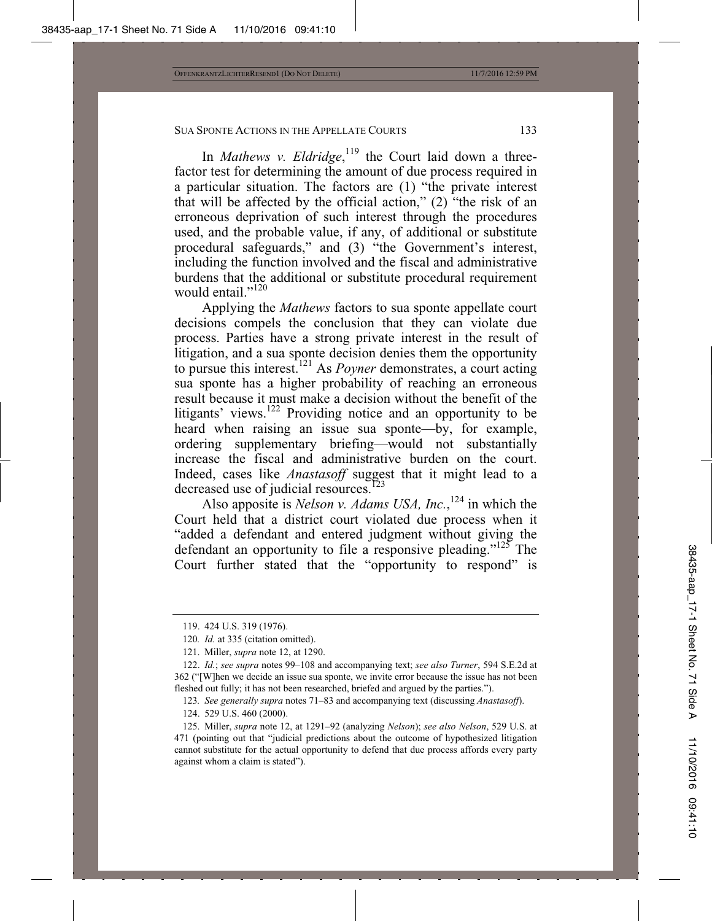In *Mathews v. Eldridge*,[119] the Court laid down a three-factor test for determining the amount of due process required in a particular situation. The factors are (1) "the private interest that will be affected by the official action," (2) "the risk of an erroneous deprivation of such interest through the procedures used, and the probable value, if any, of additional or substitute procedural safeguards," and (3) "the Government's interest, including the function involved and the fiscal and administrative burdens that the additional or substitute procedural requirement would entail."[120]

Applying the *Mathews* factors to sua sponte appellate court decisions compels the conclusion that they can violate due process. Parties have a strong private interest in the result of litigation, and a sua sponte decision denies them the opportunity to pursue this interest.[121] As *Poyner* demonstrates, a court acting sua sponte has a higher probability of reaching an erroneous result because it must make a decision without the benefit of the litigants' views.[122] Providing notice and an opportunity to be heard when raising an issue sua sponte—by, for example, ordering supplementary briefing—would not substantially increase the fiscal and administrative burden on the court. Indeed, cases like *Anastasoff* suggest that it might lead to a decreased use of judicial resources.[123]

Also apposite is *Nelson v. Adams USA, Inc.*,[124] in which the Court held that a district court violated due process when it "added a defendant and entered judgment without giving the defendant an opportunity to file a responsive pleading."[125] The Court further stated that the "opportunity to respond" is

---

119. 424 U.S. 319 (1976).

120. *Id.* at 335 (citation omitted).

121. Miller, *supra* note 12, at 1290.

122. *Id.*; *see supra* notes 99–108 and accompanying text; *see also Turner*, 594 S.E.2d at 362 ("[W]hen we decide an issue sua sponte, we invite error because the issue has not been fleshed out fully; it has not been researched, briefed and argued by the parties.").

123. *See generally supra* notes 71–83 and accompanying text (discussing *Anastasoff*).

124. 529 U.S. 460 (2000).

125. Miller, *supra* note 12, at 1291–92 (analyzing *Nelson*); *see also Nelson*, 529 U.S. at 471 (pointing out that "judicial predictions about the outcome of hypothesized litigation cannot substitute for the actual opportunity to defend that due process affords every party against whom a claim is stated").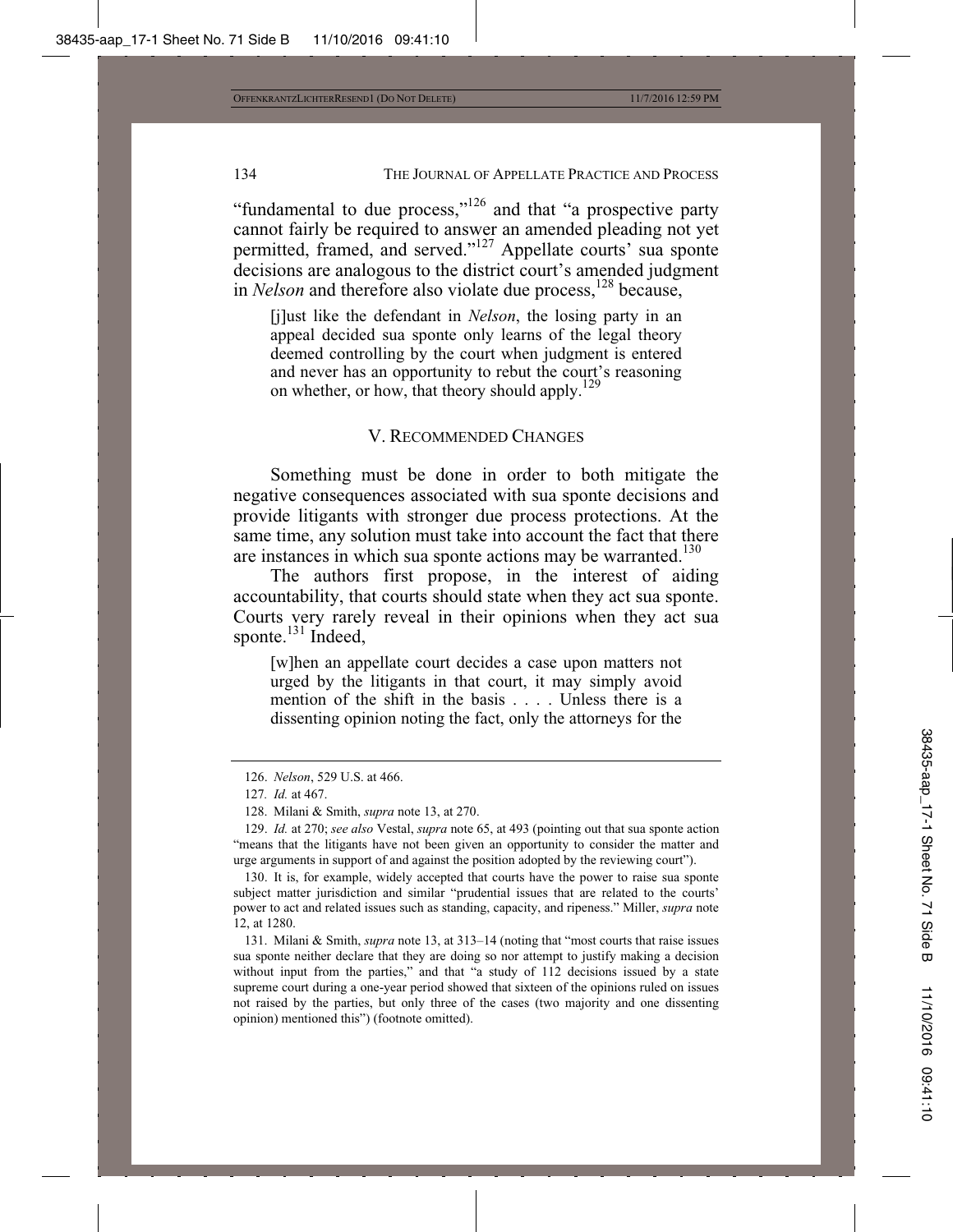"fundamental to due process,"[126] and that "a prospective party cannot fairly be required to answer an amended pleading not yet permitted, framed, and served."[127] Appellate courts' sua sponte decisions are analogous to the district court's amended judgment in *Nelson* and therefore also violate due process,[128] because,

> [j]ust like the defendant in *Nelson*, the losing party in an appeal decided sua sponte only learns of the legal theory deemed controlling by the court when judgment is entered and never has an opportunity to rebut the court's reasoning on whether, or how, that theory should apply.[129]

## V. Recommended Changes

Something must be done in order to both mitigate the negative consequences associated with sua sponte decisions and provide litigants with stronger due process protections. At the same time, any solution must take into account the fact that there are instances in which sua sponte actions may be warranted.[130]

The authors first propose, in the interest of aiding accountability, that courts should state when they act sua sponte. Courts very rarely reveal in their opinions when they act sua sponte.[131] Indeed,

> [w]hen an appellate court decides a case upon matters not urged by the litigants in that court, it may simply avoid mention of the shift in the basis . . . . Unless there is a dissenting opinion noting the fact, only the attorneys for the

---

126. *Nelson*, 529 U.S. at 466.

127. *Id.* at 467.

128. Milani & Smith, *supra* note 13, at 270.

129. *Id.* at 270; *see also* Vestal, *supra* note 65, at 493 (pointing out that sua sponte action "means that the litigants have not been given an opportunity to consider the matter and urge arguments in support of and against the position adopted by the reviewing court").

130. It is, for example, widely accepted that courts have the power to raise sua sponte subject matter jurisdiction and similar "prudential issues that are related to the courts' power to act and related issues such as standing, capacity, and ripeness." Miller, *supra* note 12, at 1280.

131. Milani & Smith, *supra* note 13, at 313–14 (noting that "most courts that raise issues sua sponte neither declare that they are doing so nor attempt to justify making a decision without input from the parties," and that "a study of 112 decisions issued by a state supreme court during a one-year period showed that sixteen of the opinions ruled on issues not raised by the parties, but only three of the cases (two majority and one dissenting opinion) mentioned this") (footnote omitted).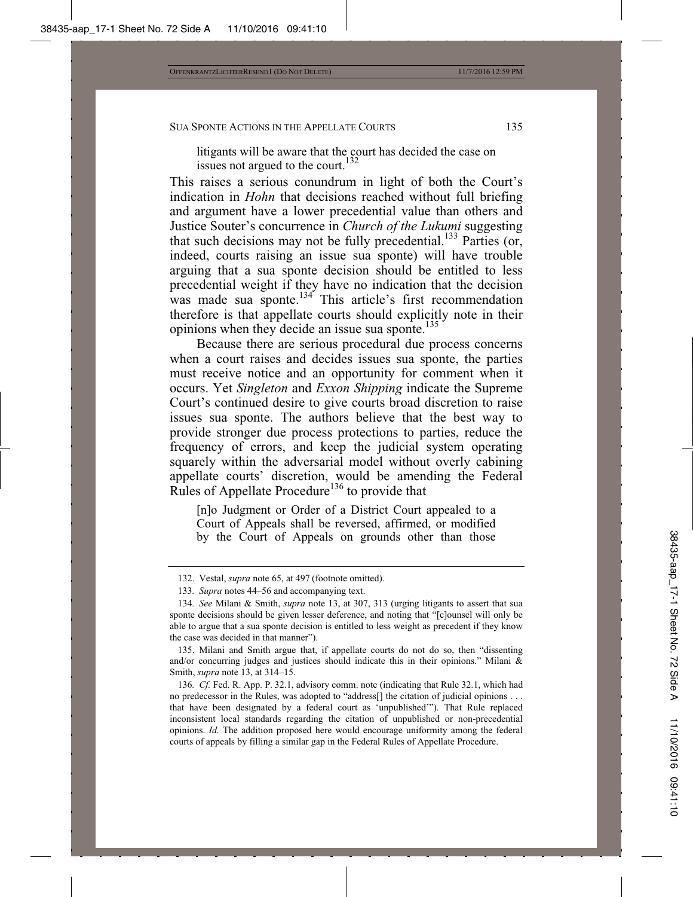> litigants will be aware that the court has decided the case on issues not argued to the court.[132]

This raises a serious conundrum in light of both the Court's indication in *Hohn* that decisions reached without full briefing and argument have a lower precedential value than others and Justice Souter's concurrence in *Church of the Lukumi* suggesting that such decisions may not be fully precedential.[133] Parties (or, indeed, courts raising an issue sua sponte) will have trouble arguing that a sua sponte decision should be entitled to less precedential weight if they have no indication that the decision was made sua sponte.[134] This article's first recommendation therefore is that appellate courts should explicitly note in their opinions when they decide an issue sua sponte.[135]

Because there are serious procedural due process concerns when a court raises and decides issues sua sponte, the parties must receive notice and an opportunity for comment when it occurs. Yet *Singleton* and *Exxon Shipping* indicate the Supreme Court's continued desire to give courts broad discretion to raise issues sua sponte. The authors believe that the best way to provide stronger due process protections to parties, reduce the frequency of errors, and keep the judicial system operating squarely within the adversarial model without overly cabining appellate courts' discretion, would be amending the Federal Rules of Appellate Procedure[136] to provide that

> [n]o Judgment or Order of a District Court appealed to a Court of Appeals shall be reversed, affirmed, or modified by the Court of Appeals on grounds other than those

---

132. Vestal, *supra* note 65, at 497 (footnote omitted).

133. *Supra* notes 44–56 and accompanying text.

134. *See* Milani & Smith, *supra* note 13, at 307, 313 (urging litigants to assert that sua sponte decisions should be given lesser deference, and noting that "[c]ounsel will only be able to argue that a sua sponte decision is entitled to less weight as precedent if they know the case was decided in that manner").

135. Milani and Smith argue that, if appellate courts do not do so, then "dissenting and/or concurring judges and justices should indicate this in their opinions." Milani & Smith, *supra* note 13, at 314–15.

136. *Cf.* Fed. R. App. P. 32.1, advisory comm. note (indicating that Rule 32.1, which had no predecessor in the Rules, was adopted to "address[] the citation of judicial opinions . . . that have been designated by a federal court as 'unpublished'"). That Rule replaced inconsistent local standards regarding the citation of unpublished or non-precedential opinions. *Id.* The addition proposed here would encourage uniformity among the federal courts of appeals by filling a similar gap in the Federal Rules of Appellate Procedure.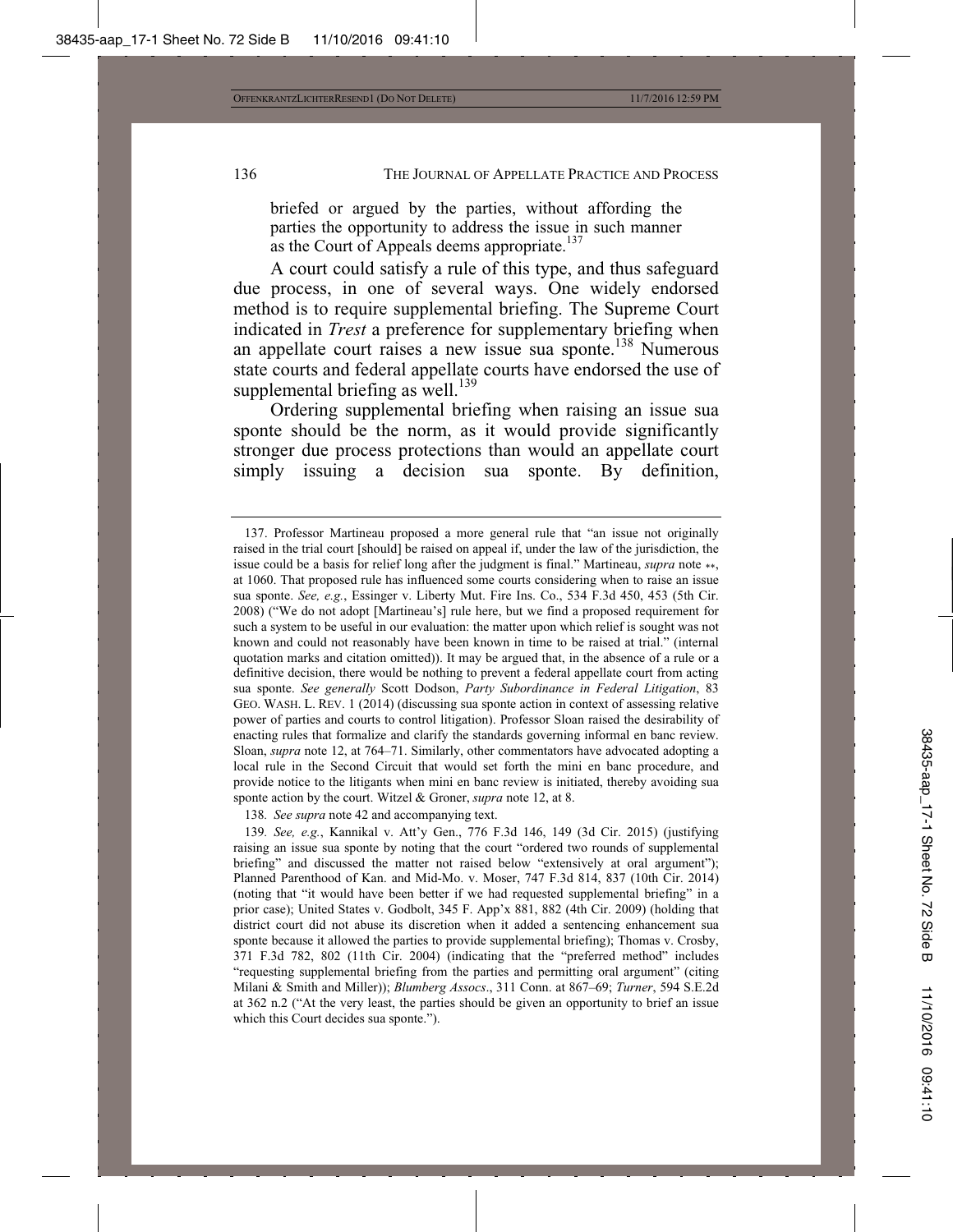briefed or argued by the parties, without affording the parties the opportunity to address the issue in such manner as the Court of Appeals deems appropriate.[137]

A court could satisfy a rule of this type, and thus safeguard due process, in one of several ways. One widely endorsed method is to require supplemental briefing. The Supreme Court indicated in *Trest* a preference for supplementary briefing when an appellate court raises a new issue sua sponte.[138] Numerous state courts and federal appellate courts have endorsed the use of supplemental briefing as well.[139]

Ordering supplemental briefing when raising an issue sua sponte should be the norm, as it would provide significantly stronger due process protections than would an appellate court simply issuing a decision sua sponte. By definition,

---

137. Professor Martineau proposed a more general rule that "an issue not originally raised in the trial court [should] be raised on appeal if, under the law of the jurisdiction, the issue could be a basis for relief long after the judgment is final." Martineau, *supra* note **, at 1060. That proposed rule has influenced some courts considering when to raise an issue sua sponte. *See, e.g.*, Essinger v. Liberty Mut. Fire Ins. Co., 534 F.3d 450, 453 (5th Cir. 2008) ("We do not adopt [Martineau's] rule here, but we find a proposed requirement for such a system to be useful in our evaluation: the matter upon which relief is sought was not known and could not reasonably have been known in time to be raised at trial." (internal quotation marks and citation omitted)). It may be argued that, in the absence of a rule or a definitive decision, there would be nothing to prevent a federal appellate court from acting sua sponte. *See generally* Scott Dodson, *Party Subordinance in Federal Litigation*, 83 GEO. WASH. L. REV. 1 (2014) (discussing sua sponte action in context of assessing relative power of parties and courts to control litigation). Professor Sloan raised the desirability of enacting rules that formalize and clarify the standards governing informal en banc review. Sloan, *supra* note 12, at 764–71. Similarly, other commentators have advocated adopting a local rule in the Second Circuit that would set forth the mini en banc procedure, and provide notice to the litigants when mini en banc review is initiated, thereby avoiding sua sponte action by the court. Witzel & Groner, *supra* note 12, at 8.

138. *See supra* note 42 and accompanying text.

139. *See, e.g.*, Kannikal v. Att'y Gen., 776 F.3d 146, 149 (3d Cir. 2015) (justifying raising an issue sua sponte by noting that the court "ordered two rounds of supplemental briefing" and discussed the matter not raised below "extensively at oral argument"); Planned Parenthood of Kan. and Mid-Mo. v. Moser, 747 F.3d 814, 837 (10th Cir. 2014) (noting that "it would have been better if we had requested supplemental briefing" in a prior case); United States v. Godbolt, 345 F. App'x 881, 882 (4th Cir. 2009) (holding that district court did not abuse its discretion when it added a sentencing enhancement sua sponte because it allowed the parties to provide supplemental briefing); Thomas v. Crosby, 371 F.3d 782, 802 (11th Cir. 2004) (indicating that the "preferred method" includes "requesting supplemental briefing from the parties and permitting oral argument" (citing Milani & Smith and Miller)); *Blumberg Assocs*., 311 Conn. at 867–69; *Turner*, 594 S.E.2d at 362 n.2 ("At the very least, the parties should be given an opportunity to brief an issue which this Court decides sua sponte.").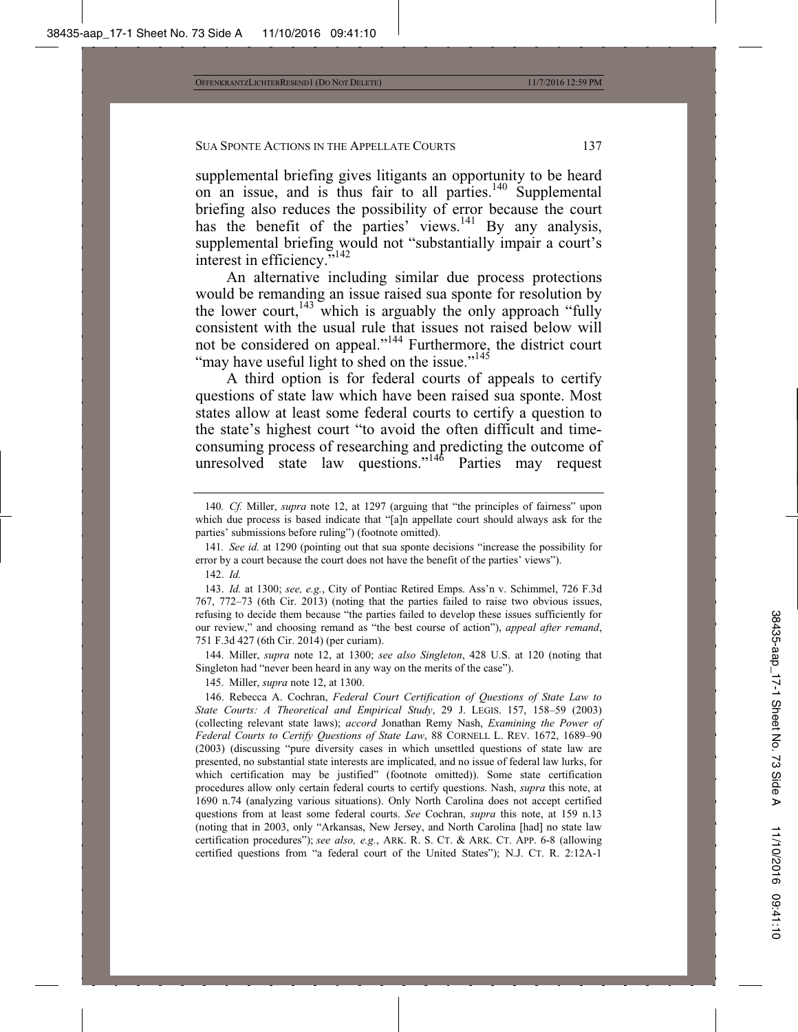supplemental briefing gives litigants an opportunity to be heard on an issue, and is thus fair to all parties.[140] Supplemental briefing also reduces the possibility of error because the court has the benefit of the parties' views.[141] By any analysis, supplemental briefing would not "substantially impair a court's interest in efficiency."[142]

An alternative including similar due process protections would be remanding an issue raised sua sponte for resolution by the lower court,[143] which is arguably the only approach "fully consistent with the usual rule that issues not raised below will not be considered on appeal."[144] Furthermore, the district court "may have useful light to shed on the issue."[145]

A third option is for federal courts of appeals to certify questions of state law which have been raised sua sponte. Most states allow at least some federal courts to certify a question to the state's highest court "to avoid the often difficult and time-consuming process of researching and predicting the outcome of unresolved state law questions."[146] Parties may request

---

140. *Cf.* Miller, *supra* note 12, at 1297 (arguing that "the principles of fairness" upon which due process is based indicate that "[a]n appellate court should always ask for the parties' submissions before ruling") (footnote omitted).

141. *See id.* at 1290 (pointing out that sua sponte decisions "increase the possibility for error by a court because the court does not have the benefit of the parties' views").

142. *Id.*

143. *Id.* at 1300; *see, e.g.*, City of Pontiac Retired Emps. Ass'n v. Schimmel, 726 F.3d 767, 772–73 (6th Cir. 2013) (noting that the parties failed to raise two obvious issues, refusing to decide them because "the parties failed to develop these issues sufficiently for our review," and choosing remand as "the best course of action"), *appeal after remand*, 751 F.3d 427 (6th Cir. 2014) (per curiam).

144. Miller, *supra* note 12, at 1300; *see also Singleton*, 428 U.S. at 120 (noting that Singleton had "never been heard in any way on the merits of the case").

145. Miller, *supra* note 12, at 1300.

146. Rebecca A. Cochran, *Federal Court Certification of Questions of State Law to State Courts: A Theoretical and Empirical Study*, 29 J. LEGIS. 157, 158–59 (2003) (collecting relevant state laws); *accord* Jonathan Remy Nash, *Examining the Power of Federal Courts to Certify Questions of State Law*, 88 CORNELL L. REV. 1672, 1689–90 (2003) (discussing "pure diversity cases in which unsettled questions of state law are presented, no substantial state interests are implicated, and no issue of federal law lurks, for which certification may be justified" (footnote omitted)). Some state certification procedures allow only certain federal courts to certify questions. Nash, *supra* this note, at 1690 n.74 (analyzing various situations). Only North Carolina does not accept certified questions from at least some federal courts. *See* Cochran, *supra* this note, at 159 n.13 (noting that in 2003, only "Arkansas, New Jersey, and North Carolina [had] no state law certification procedures"); *see also, e.g.*, ARK. R. S. CT. & ARK. CT. APP. 6-8 (allowing certified questions from "a federal court of the United States"); N.J. CT. R. 2:12A-1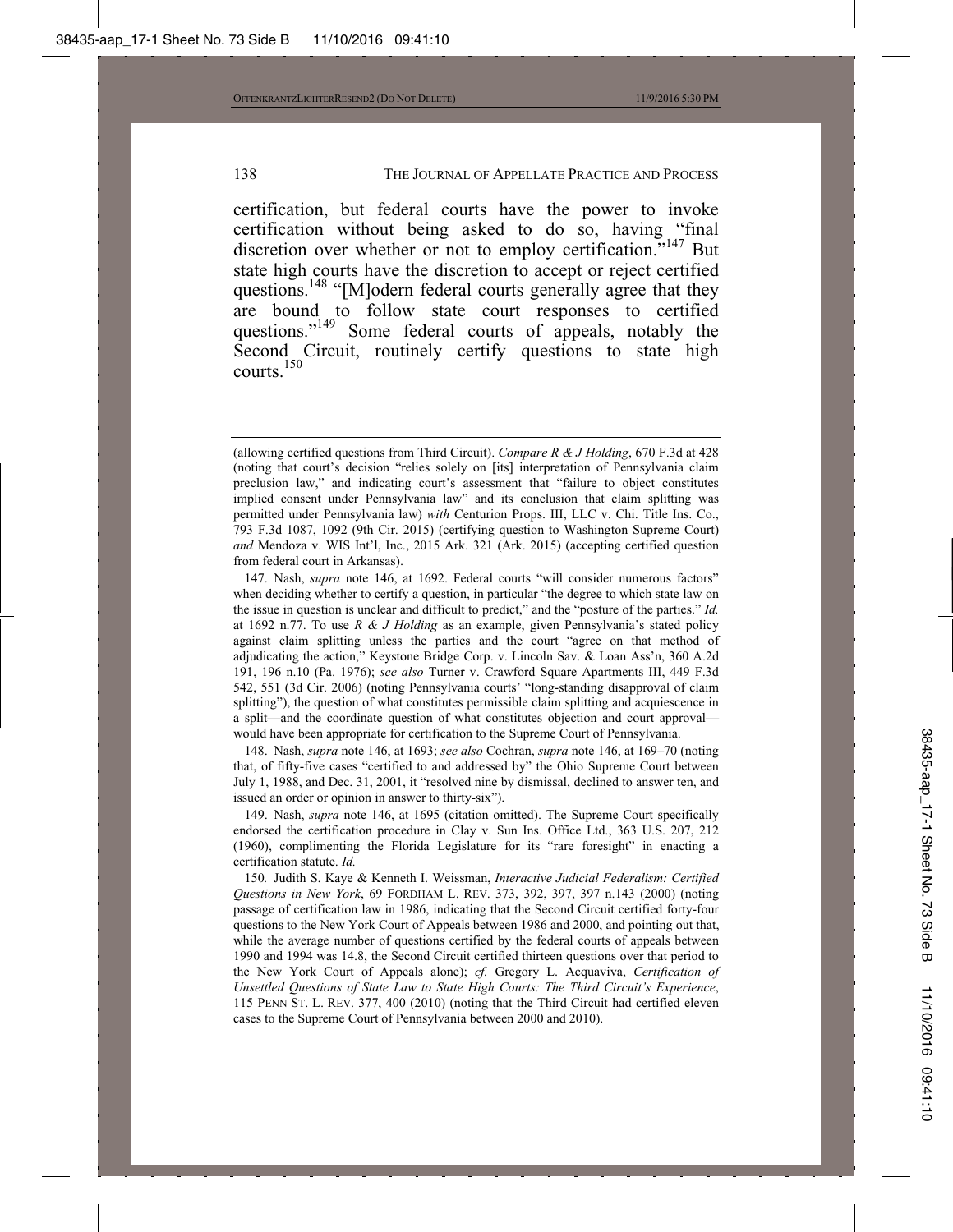certification, but federal courts have the power to invoke certification without being asked to do so, having "final discretion over whether or not to employ certification."[147] But state high courts have the discretion to accept or reject certified questions.[148] "[M]odern federal courts generally agree that they are bound to follow state court responses to certified questions."[149] Some federal courts of appeals, notably the Second Circuit, routinely certify questions to state high courts.[150]

---

(allowing certified questions from Third Circuit). *Compare R & J Holding*, 670 F.3d at 428 (noting that court's decision "relies solely on [its] interpretation of Pennsylvania claim preclusion law," and indicating court's assessment that "failure to object constitutes implied consent under Pennsylvania law" and its conclusion that claim splitting was permitted under Pennsylvania law) *with* Centurion Props. III, LLC v. Chi. Title Ins. Co., 793 F.3d 1087, 1092 (9th Cir. 2015) (certifying question to Washington Supreme Court) *and* Mendoza v. WIS Int'l, Inc., 2015 Ark. 321 (Ark. 2015) (accepting certified question from federal court in Arkansas).

147. Nash, *supra* note 146, at 1692. Federal courts "will consider numerous factors" when deciding whether to certify a question, in particular "the degree to which state law on the issue in question is unclear and difficult to predict," and the "posture of the parties." *Id.* at 1692 n.77. To use *R & J Holding* as an example, given Pennsylvania's stated policy against claim splitting unless the parties and the court "agree on that method of adjudicating the action," Keystone Bridge Corp. v. Lincoln Sav. & Loan Ass'n, 360 A.2d 191, 196 n.10 (Pa. 1976); *see also* Turner v. Crawford Square Apartments III, 449 F.3d 542, 551 (3d Cir. 2006) (noting Pennsylvania courts' "long-standing disapproval of claim splitting"), the question of what constitutes permissible claim splitting and acquiescence in a split—and the coordinate question of what constitutes objection and court approval—would have been appropriate for certification to the Supreme Court of Pennsylvania.

148. Nash, *supra* note 146, at 1693; *see also* Cochran, *supra* note 146, at 169–70 (noting that, of fifty-five cases "certified to and addressed by" the Ohio Supreme Court between July 1, 1988, and Dec. 31, 2001, it "resolved nine by dismissal, declined to answer ten, and issued an order or opinion in answer to thirty-six").

149. Nash, *supra* note 146, at 1695 (citation omitted). The Supreme Court specifically endorsed the certification procedure in Clay v. Sun Ins. Office Ltd., 363 U.S. 207, 212 (1960), complimenting the Florida Legislature for its "rare foresight" in enacting a certification statute. *Id.*

150. Judith S. Kaye & Kenneth I. Weissman, *Interactive Judicial Federalism: Certified Questions in New York*, 69 FORDHAM L. REV. 373, 392, 397, 397 n.143 (2000) (noting passage of certification law in 1986, indicating that the Second Circuit certified forty-four questions to the New York Court of Appeals between 1986 and 2000, and pointing out that, while the average number of questions certified by the federal courts of appeals between 1990 and 1994 was 14.8, the Second Circuit certified thirteen questions over that period to the New York Court of Appeals alone); *cf.* Gregory L. Acquaviva, *Certification of Unsettled Questions of State Law to State High Courts: The Third Circuit's Experience*, 115 PENN ST. L. REV. 377, 400 (2010) (noting that the Third Circuit had certified eleven cases to the Supreme Court of Pennsylvania between 2000 and 2010).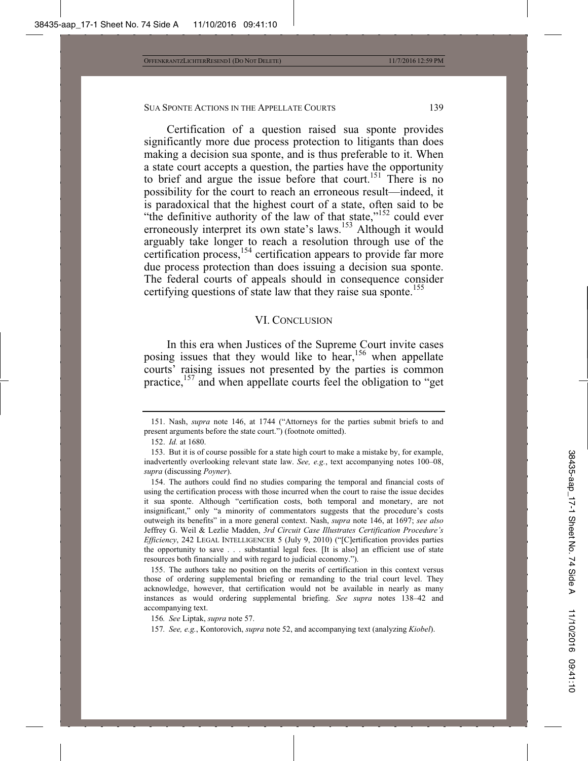Certification of a question raised sua sponte provides significantly more due process protection to litigants than does making a decision sua sponte, and is thus preferable to it. When a state court accepts a question, the parties have the opportunity to brief and argue the issue before that court.[151] There is no possibility for the court to reach an erroneous result—indeed, it is paradoxical that the highest court of a state, often said to be "the definitive authority of the law of that state,"[152] could ever erroneously interpret its own state's laws.[153] Although it would arguably take longer to reach a resolution through use of the certification process,[154] certification appears to provide far more due process protection than does issuing a decision sua sponte. The federal courts of appeals should in consequence consider certifying questions of state law that they raise sua sponte.[155]

## VI. CONCLUSION

In this era when Justices of the Supreme Court invite cases posing issues that they would like to hear,[156] when appellate courts' raising issues not presented by the parties is common practice,[157] and when appellate courts feel the obligation to "get

---

151. Nash, *supra* note 146, at 1744 ("Attorneys for the parties submit briefs to and present arguments before the state court.") (footnote omitted).

152. *Id.* at 1680.

153. But it is of course possible for a state high court to make a mistake by, for example, inadvertently overlooking relevant state law. *See, e.g.*, text accompanying notes 100–08, *supra* (discussing *Poyner*).

154. The authors could find no studies comparing the temporal and financial costs of using the certification process with those incurred when the court to raise the issue decides it sua sponte. Although "certification costs, both temporal and monetary, are not insignificant," only "a minority of commentators suggests that the procedure's costs outweigh its benefits" in a more general context. Nash, *supra* note 146, at 1697; *see also* Jeffrey G. Weil & Lezlie Madden, *3rd Circuit Case Illustrates Certification Procedure's Efficiency*, 242 LEGAL INTELLIGENCER 5 (July 9, 2010) ("[C]ertification provides parties the opportunity to save . . . substantial legal fees. [It is also] an efficient use of state resources both financially and with regard to judicial economy.").

155. The authors take no position on the merits of certification in this context versus those of ordering supplemental briefing or remanding to the trial court level. They acknowledge, however, that certification would not be available in nearly as many instances as would ordering supplemental briefing. *See supra* notes 138–42 and accompanying text.

156. *See* Liptak, *supra* note 57.

157. *See, e.g.*, Kontorovich, *supra* note 52, and accompanying text (analyzing *Kiobel*).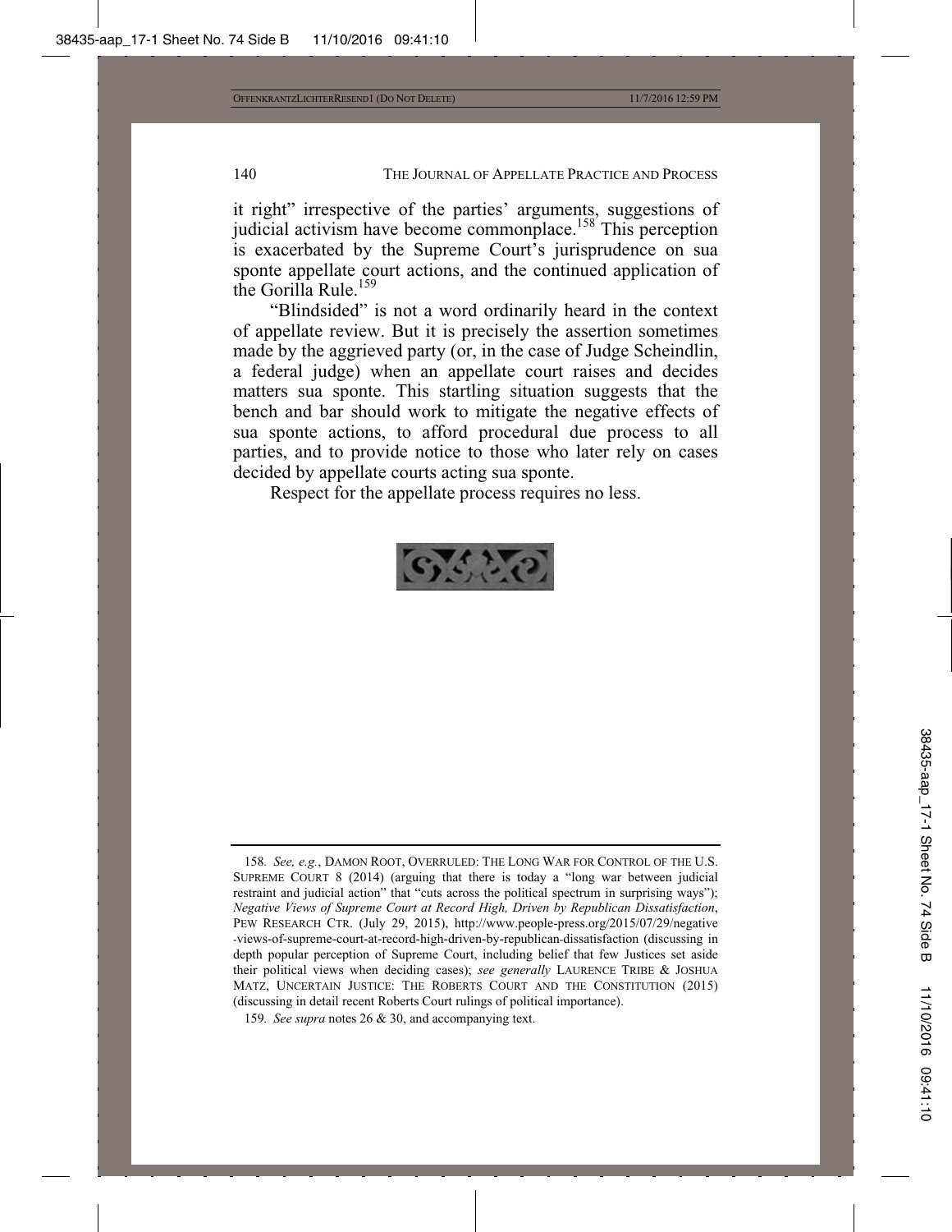it right" irrespective of the parties' arguments, suggestions of judicial activism have become commonplace.[158] This perception is exacerbated by the Supreme Court's jurisprudence on sua sponte appellate court actions, and the continued application of the Gorilla Rule.[159]

"Blindsided" is not a word ordinarily heard in the context of appellate review. But it is precisely the assertion sometimes made by the aggrieved party (or, in the case of Judge Scheindlin, a federal judge) when an appellate court raises and decides matters sua sponte. This startling situation suggests that the bench and bar should work to mitigate the negative effects of sua sponte actions, to afford procedural due process to all parties, and to provide notice to those who later rely on cases decided by appellate courts acting sua sponte.

Respect for the appellate process requires no less.

---

158. *See, e.g.*, DAMON ROOT, OVERRULED: THE LONG WAR FOR CONTROL OF THE U.S. SUPREME COURT 8 (2014) (arguing that there is today a "long war between judicial restraint and judicial action" that "cuts across the political spectrum in surprising ways"); *Negative Views of Supreme Court at Record High, Driven by Republican Dissatisfaction*, PEW RESEARCH CTR. (July 29, 2015), http://www.people-press.org/2015/07/29/negative-views-of-supreme-court-at-record-high-driven-by-republican-dissatisfaction (discussing in depth popular perception of Supreme Court, including belief that few Justices set aside their political views when deciding cases); *see generally* LAURENCE TRIBE & JOSHUA MATZ, UNCERTAIN JUSTICE: THE ROBERTS COURT AND THE CONSTITUTION (2015) (discussing in detail recent Roberts Court rulings of political importance).

159. *See supra* notes 26 & 30, and accompanying text.